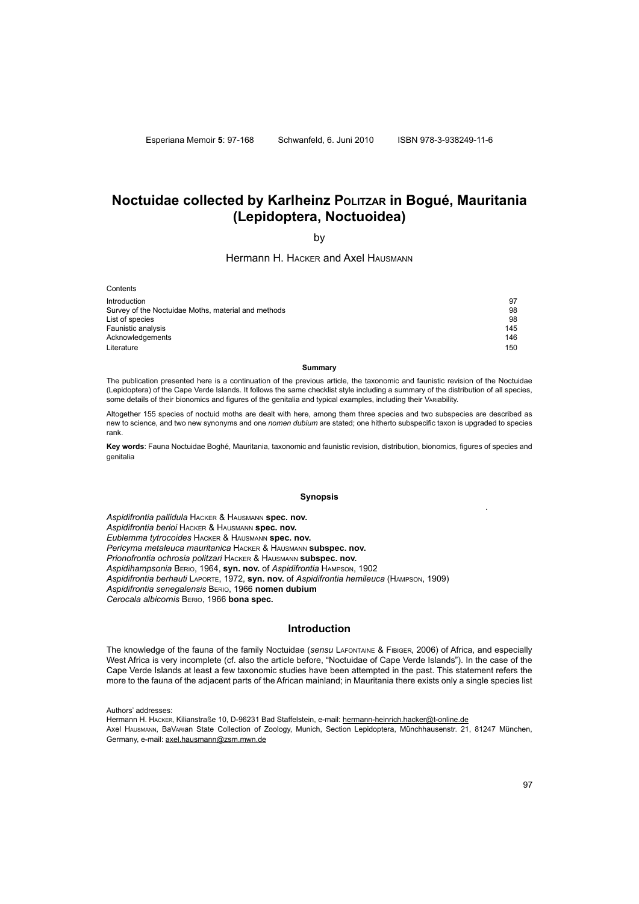Esperiana Memoir **5**: 97-168 Schwanfeld, 6. Juni 2010 ISBN 978-3-938249-11-6

# Noctuidae collected by Karlheinz Politzar in Bogué, Mauritania (Lepidoptera, Noctuoidea)

by

Hermann H. Hacker and Axel Hausmann

Contents

| | |
|---|---|
| Introduction | 97 |
| Survey of the Noctuidae Moths, material and methods | 98 |
| List of species | 98 |
| Faunistic analysis | 145 |
| Acknowledgements | 146 |
| Literature | 150 |

**Summary**

The publication presented here is a continuation of the previous article, the taxonomic and faunistic revision of the Noctuidae (Lepidoptera) of the Cape Verde Islands. It follows the same checklist style including a summary of the distribution of all species, some details of their bionomics and figures of the genitalia and typical examples, including their Variability.

Altogether 155 species of noctuid moths are dealt with here, among them three species and two subspecies are described as new to science, and two new synonyms and one *nomen dubium* are stated; one hitherto subspecific taxon is upgraded to species rank.

**Key words**: Fauna Noctuidae Boghé, Mauritania, taxonomic and faunistic revision, distribution, bionomics, figures of species and genitalia

**Synopsis**

*Aspidifrontia pallidula* Hacker & Hausmann **spec. nov.**
*Aspidifrontia berioi* Hacker & Hausmann **spec. nov.**
*Eublemma tytrocoides* Hacker & Hausmann **spec. nov.**
*Pericyma metaleuca mauritanica* Hacker & Hausmann **subspec. nov.**
*Prionofrontia ochrosia politzari* Hacker & Hausmann **subspec. nov.**
*Aspidihampsonia* Berio, 1964, **syn. nov.** of *Aspidifrontia* Hampson, 1902
*Aspidifrontia berhauti* Laporte, 1972, **syn. nov.** of *Aspidifrontia hemileuca* (Hampson, 1909)
*Aspidifrontia senegalensis* Berio, 1966 **nomen dubium**
*Cerocala albicornis* Berio, 1966 **bona spec.**

## Introduction

The knowledge of the fauna of the family Noctuidae (*sensu* Lafontaine & Fibiger, 2006) of Africa, and especially West Africa is very incomplete (cf. also the article before, "Noctuidae of Cape Verde Islands"). In the case of the Cape Verde Islands at least a few taxonomic studies have been attempted in the past. This statement refers the more to the fauna of the adjacent parts of the African mainland; in Mauritania there exists only a single species list

Authors' addresses:
Hermann H. Hacker, Kilianstraße 10, D-96231 Bad Staffelstein, e-mail: hermann-heinrich.hacker@t-online.de
Axel Hausmann, BaVarian State Collection of Zoology, Munich, Section Lepidoptera, Münchhausenstr. 21, 81247 München, Germany, e-mail: axel.hausmann@zsm.mwn.de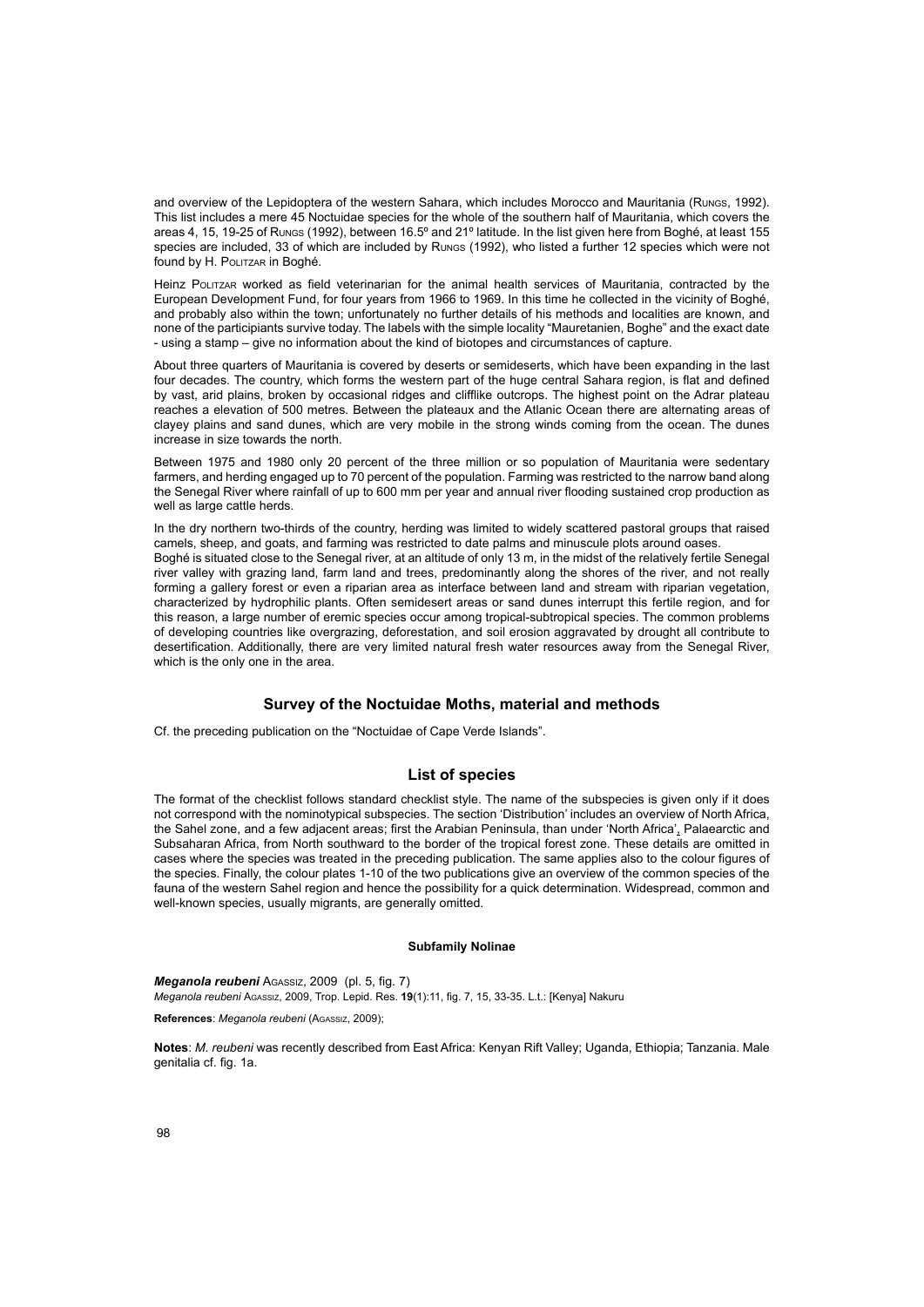and overview of the Lepidoptera of the western Sahara, which includes Morocco and Mauritania (Rungs, 1992). This list includes a mere 45 Noctuidae species for the whole of the southern half of Mauritania, which covers the areas 4, 15, 19-25 of Rungs (1992), between 16.5º and 21º latitude. In the list given here from Boghé, at least 155 species are included, 33 of which are included by Rungs (1992), who listed a further 12 species which were not found by H. Politzar in Boghé.

Heinz Politzar worked as field veterinarian for the animal health services of Mauritania, contracted by the European Development Fund, for four years from 1966 to 1969. In this time he collected in the vicinity of Boghé, and probably also within the town; unfortunately no further details of his methods and localities are known, and none of the participiants survive today. The labels with the simple locality "Mauretanien, Boghe" and the exact date - using a stamp – give no information about the kind of biotopes and circumstances of capture.

About three quarters of Mauritania is covered by deserts or semideserts, which have been expanding in the last four decades. The country, which forms the western part of the huge central Sahara region, is flat and defined by vast, arid plains, broken by occasional ridges and clifflike outcrops. The highest point on the Adrar plateau reaches a elevation of 500 metres. Between the plateaux and the Atlanic Ocean there are alternating areas of clayey plains and sand dunes, which are very mobile in the strong winds coming from the ocean. The dunes increase in size towards the north.

Between 1975 and 1980 only 20 percent of the three million or so population of Mauritania were sedentary farmers, and herding engaged up to 70 percent of the population. Farming was restricted to the narrow band along the Senegal River where rainfall of up to 600 mm per year and annual river flooding sustained crop production as well as large cattle herds.

In the dry northern two-thirds of the country, herding was limited to widely scattered pastoral groups that raised camels, sheep, and goats, and farming was restricted to date palms and minuscule plots around oases.
Boghé is situated close to the Senegal river, at an altitude of only 13 m, in the midst of the relatively fertile Senegal river valley with grazing land, farm land and trees, predominantly along the shores of the river, and not really forming a gallery forest or even a riparian area as interface between land and stream with riparian vegetation, characterized by hydrophilic plants. Often semidesert areas or sand dunes interrupt this fertile region, and for this reason, a large number of eremic species occur among tropical-subtropical species. The common problems of developing countries like overgrazing, deforestation, and soil erosion aggravated by drought all contribute to desertification. Additionally, there are very limited natural fresh water resources away from the Senegal River, which is the only one in the area.

## Survey of the Noctuidae Moths, material and methods

Cf. the preceding publication on the "Noctuidae of Cape Verde Islands".

## List of species

The format of the checklist follows standard checklist style. The name of the subspecies is given only if it does not correspond with the nominotypical subspecies. The section 'Distribution' includes an overview of North Africa, the Sahel zone, and a few adjacent areas; first the Arabian Peninsula, than under 'North Africa', Palaearctic and Subsaharan Africa, from North southward to the border of the tropical forest zone. These details are omitted in cases where the species was treated in the preceding publication. The same applies also to the colour figures of the species. Finally, the colour plates 1-10 of the two publications give an overview of the common species of the fauna of the western Sahel region and hence the possibility for a quick determination. Widespread, common and well-known species, usually migrants, are generally omitted.

#### Subfamily Nolinae

***Meganola reubeni*** Agassiz, 2009 (pl. 5, fig. 7)
*Meganola reubeni* Agassiz, 2009, Trop. Lepid. Res. **19**(1):11, fig. 7, 15, 33-35. L.t.: [Kenya] Nakuru

**References**: *Meganola reubeni* (Agassiz, 2009);

**Notes**: *M. reubeni* was recently described from East Africa: Kenyan Rift Valley; Uganda, Ethiopia; Tanzania. Male genitalia cf. fig. 1a.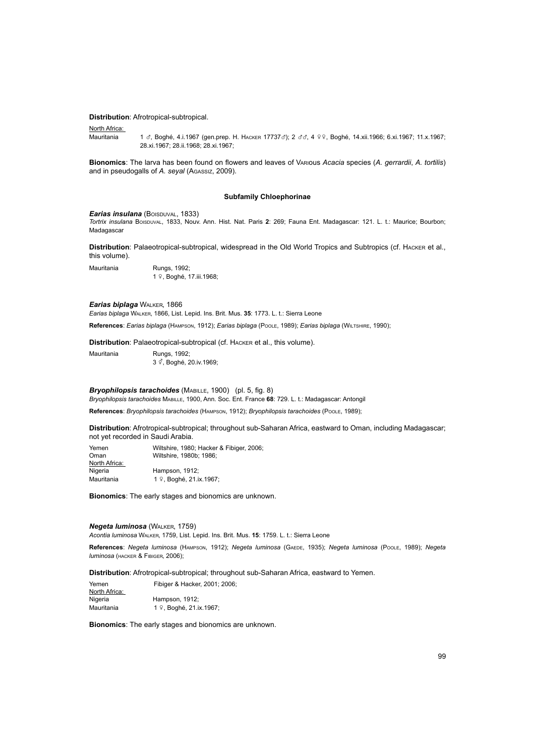**Distribution**: Afrotropical-subtropical.

North Africa:

| | |
|---|---|
| Mauritania | 1 ♂, Boghé, 4.i.1967 (gen.prep. H. Hacker 17737♂); 2 ♂♂, 4 ♀♀, Boghé, 14.xii.1966; 6.xi.1967; 11.x.1967; 28.xi.1967; 28.ii.1968; 28.xi.1967; |

**Bionomics**: The larva has been found on flowers and leaves of Various *Acacia* species (*A. gerrardii*, *A. tortilis*) and in pseudogalls of *A. seyal* (Agassiz, 2009).

## Subfamily Chloephorinae

### *Earias insulana* (Boisduval, 1833)

*Tortrix insulana* Boisduval, 1833, Nouv. Ann. Hist. Nat. Paris **2**: 269; Fauna Ent. Madagascar: 121. L. t.: Maurice; Bourbon; Madagascar

**Distribution**: Palaeotropical-subtropical, widespread in the Old World Tropics and Subtropics (cf. Hacker et al., this volume).

| | |
|---|---|
| Mauritania | Rungs, 1992; |
| | 1 ♀, Boghé, 17.iii.1968; |

### *Earias biplaga* Walker, 1866

*Earias biplaga* Walker, 1866, List. Lepid. Ins. Brit. Mus. **35**: 1773. L. t.: Sierra Leone

**References**: *Earias biplaga* (Hampson, 1912); *Earias biplaga* (Poole, 1989); *Earias biplaga* (Wiltshire, 1990);

**Distribution**: Palaeotropical-subtropical (cf. Hacker et al., this volume).

| | |
|---|---|
| Mauritania | Rungs, 1992; |
| | 3 ♂, Boghé, 20.iv.1969; |

### *Bryophilopsis tarachoides* (Mabille, 1900) (pl. 5, fig. 8)

*Bryophilopsis tarachoides* Mabille, 1900, Ann. Soc. Ent. France **68**: 729. L. t.: Madagascar: Antongil

**References**: *Bryophilopsis tarachoides* (Hampson, 1912); *Bryophilopsis tarachoides* (Poole, 1989);

**Distribution**: Afrotropical-subtropical; throughout sub-Saharan Africa, eastward to Oman, including Madagascar; not yet recorded in Saudi Arabia.

| | |
|---|---|
| Yemen | Wiltshire, 1980; Hacker & Fibiger, 2006; |
| Oman | Wiltshire, 1980b; 1986; |
| North Africa: | |
| Nigeria | Hampson, 1912; |
| Mauritania | 1 ♀, Boghé, 21.ix.1967; |

**Bionomics**: The early stages and bionomics are unknown.

### *Negeta luminosa* (Walker, 1759)

*Acontia luminosa* Walker, 1759, List. Lepid. Ins. Brit. Mus. **15**: 1759. L. t.: Sierra Leone

**References**: *Negeta luminosa* (Hampson, 1912); *Negeta luminosa* (Gaede, 1935); *Negeta luminosa* (Poole, 1989); *Negeta luminosa* (Hacker & Fibiger, 2006);

**Distribution**: Afrotropical-subtropical; throughout sub-Saharan Africa, eastward to Yemen.

| | |
|---|---|
| Yemen | Fibiger & Hacker, 2001; 2006; |
| North Africa: | |
| Nigeria | Hampson, 1912; |
| Mauritania | 1 ♀, Boghé, 21.ix.1967; |

**Bionomics**: The early stages and bionomics are unknown.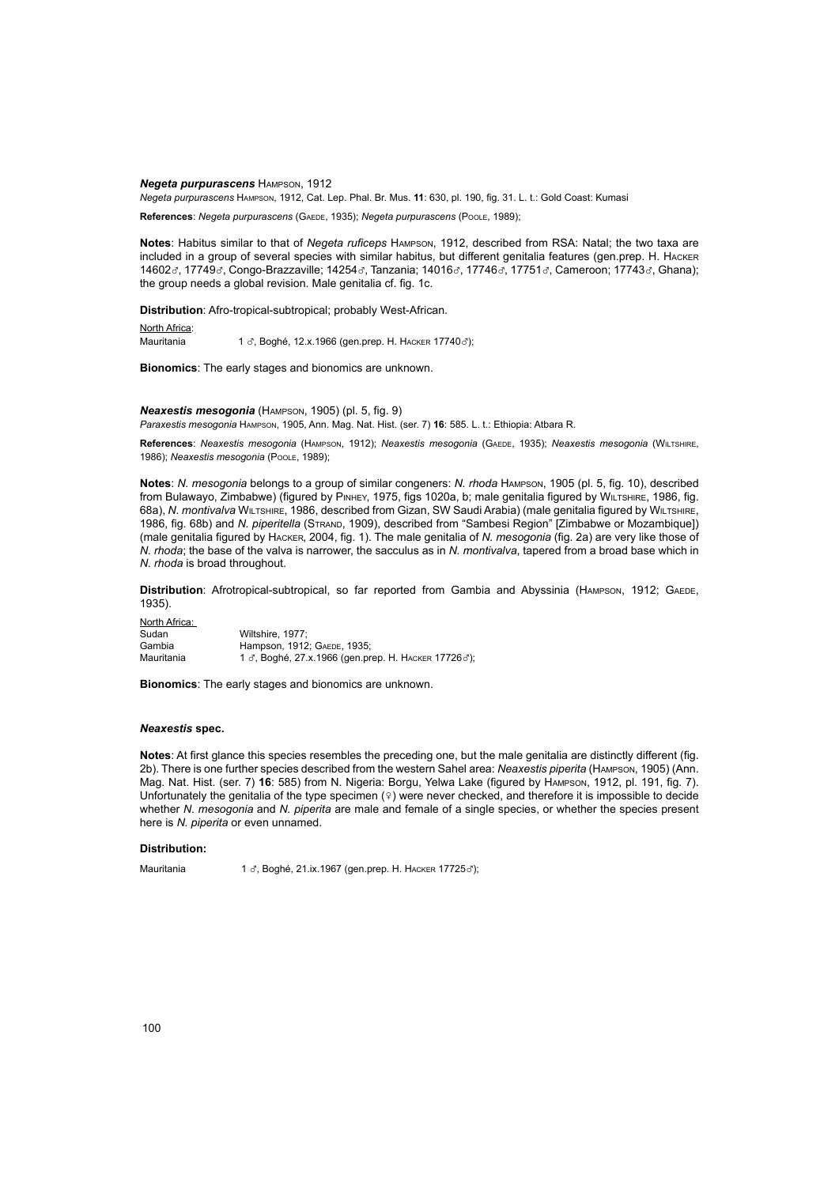### *Negeta purpurascens* Hampson, 1912

*Negeta purpurascens* Hampson, 1912, Cat. Lep. Phal. Br. Mus. **11**: 630, pl. 190, fig. 31. L. t.: Gold Coast: Kumasi

**References**: *Negeta purpurascens* (Gaede, 1935); *Negeta purpurascens* (Poole, 1989);

**Notes**: Habitus similar to that of *Negeta ruficeps* Hampson, 1912, described from RSA: Natal; the two taxa are included in a group of several species with similar habitus, but different genitalia features (gen.prep. H. Hacker 14602♂, 17749♂, Congo-Brazzaville; 14254♂, Tanzania; 14016♂, 17746♂, 17751♂, Cameroon; 17743♂, Ghana); the group needs a global revision. Male genitalia cf. fig. 1c.

**Distribution**: Afro-tropical-subtropical; probably West-African.

North Africa:

| | |
|---|---|
| Mauritania | 1 ♂, Boghé, 12.x.1966 (gen.prep. H. Hacker 17740♂); |

**Bionomics**: The early stages and bionomics are unknown.

### *Neaxestis mesogonia* (Hampson, 1905) (pl. 5, fig. 9)

*Paraxestis mesogonia* Hampson, 1905, Ann. Mag. Nat. Hist. (ser. 7) **16**: 585. L. t.: Ethiopia: Atbara R.

**References**: *Neaxestis mesogonia* (Hampson, 1912); *Neaxestis mesogonia* (Gaede, 1935); *Neaxestis mesogonia* (Wiltshire, 1986); *Neaxestis mesogonia* (Poole, 1989);

**Notes**: *N. mesogonia* belongs to a group of similar congeners: *N. rhoda* Hampson, 1905 (pl. 5, fig. 10), described from Bulawayo, Zimbabwe) (figured by Pinhey, 1975, figs 1020a, b; male genitalia figured by Wiltshire, 1986, fig. 68a), *N. montivalva* Wiltshire, 1986, described from Gizan, SW Saudi Arabia) (male genitalia figured by Wiltshire, 1986, fig. 68b) and *N. piperitella* (Strand, 1909), described from "Sambesi Region" [Zimbabwe or Mozambique]) (male genitalia figured by Hacker, 2004, fig. 1). The male genitalia of *N. mesogonia* (fig. 2a) are very like those of *N. rhoda*; the base of the valva is narrower, the sacculus as in *N. montivalva*, tapered from a broad base which in *N. rhoda* is broad throughout.

**Distribution**: Afrotropical-subtropical, so far reported from Gambia and Abyssinia (Hampson, 1912; Gaede, 1935).

North Africa:

| | |
|---|---|
| Sudan | Wiltshire, 1977; |
| Gambia | Hampson, 1912; Gaede, 1935; |
| Mauritania | 1 ♂, Boghé, 27.x.1966 (gen.prep. H. Hacker 17726♂); |

**Bionomics**: The early stages and bionomics are unknown.

### *Neaxestis* spec.

**Notes**: At first glance this species resembles the preceding one, but the male genitalia are distinctly different (fig. 2b). There is one further species described from the western Sahel area: *Neaxestis piperita* (Hampson, 1905) (Ann. Mag. Nat. Hist. (ser. 7) **16**: 585) from N. Nigeria: Borgu, Yelwa Lake (figured by Hampson, 1912, pl. 191, fig. 7). Unfortunately the genitalia of the type specimen (♀) were never checked, and therefore it is impossible to decide whether *N. mesogonia* and *N. piperita* are male and female of a single species, or whether the species present here is *N. piperita* or even unnamed.

**Distribution:**

| | |
|---|---|
| Mauritania | 1 ♂, Boghé, 21.ix.1967 (gen.prep. H. Hacker 17725♂); |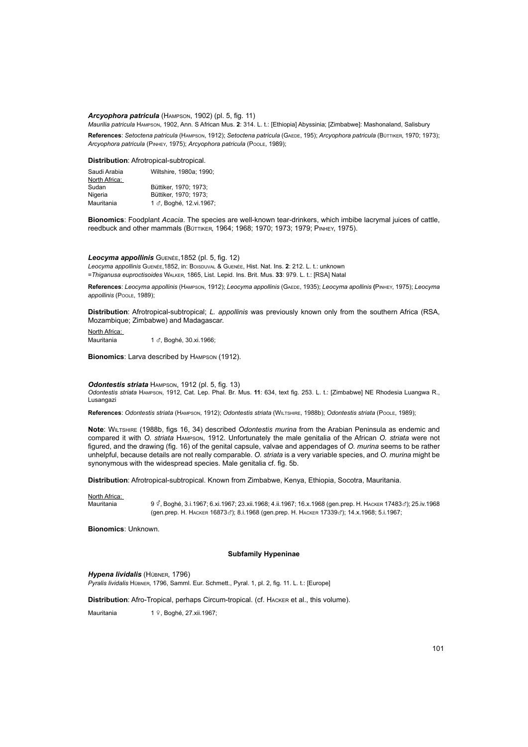***Arcyophora patricula*** (Hampson, 1902) (pl. 5, fig. 11)

*Maurilia patricula* Hampson, 1902, Ann. S African Mus. **2**: 314. L. t.: [Ethiopia] Abyssinia; [Zimbabwe]: Mashonaland, Salisbury

**References**: *Setoctena patricula* (Hampson, 1912); *Setoctena patricula* (Gaede, 195); *Arcyophora patricula* (Büttiker, 1970; 1973); *Arcyophora patricula* (Pinhey, 1975); *Arcyophora patricula* (Poole, 1989);

**Distribution**: Afrotropical-subtropical.

| | |
|---|---|
| Saudi Arabia | Wiltshire, 1980a; 1990; |
| <u>North Africa:</u> | |
| Sudan | Büttiker, 1970; 1973; |
| Nigeria | Büttiker, 1970; 1973; |
| Mauritania | 1 ♂, Boghé, 12.vi.1967; |

**Bionomics**: Foodplant *Acacia*. The species are well-known tear-drinkers, which imbibe lacrymal juices of cattle, reedbuck and other mammals (Büttiker, 1964; 1968; 1970; 1973; 1979; Pinhey, 1975).

***Leocyma appollinis*** Guenée,1852 (pl. 5, fig. 12)

*Leocyma appollinis* Guenée,1852, in: Boisduval & Guenée, Hist. Nat. Ins. **2**: 212. L. t.: unknown
=*Thiganusa euproctisoides* Walker, 1865, List. Lepid. Ins. Brit. Mus. **33**: 979. L. t.: [RSA] Natal

**References**: *Leocyma appollinis* (Hampson, 1912); *Leocyma appollinis* (Gaede, 1935); *Leocyma apollinis* **(**Pinhey, 1975); *Leocyma appollinis* (Poole, 1989);

**Distribution**: Afrotropical-subtropical; *L. appollinis* was previously known only from the southern Africa (RSA, Mozambique; Zimbabwe) and Madagascar.

| | |
|---|---|
| <u>North Africa:</u> | |
| Mauritania | 1 ♂, Boghé, 30.xi.1966; |

**Bionomics**: Larva described by Hampson (1912).

***Odontestis striata*** Hampson, 1912 (pl. 5, fig. 13)

*Odontestis striata* Hampson, 1912, Cat. Lep. Phal. Br. Mus. **11**: 634, text fig. 253. L. t.: [Zimbabwe] NE Rhodesia Luangwa R., Lusangazi

**References**: *Odontestis striata* (Hampson, 1912); *Odontestis striata* (Wiltshire, 1988b); *Odontestis striata* (Poole, 1989);

**Note**: Wiltshire (1988b, figs 16, 34) described *Odontestis murina* from the Arabian Peninsula as endemic and compared it with *O. striata* Hampson, 1912. Unfortunately the male genitalia of the African *O. striata* were not figured, and the drawing (fig. 16) of the genital capsule, valvae and appendages of *O. murina* seems to be rather unhelpful, because details are not really comparable. *O. striata* is a very variable species, and *O. murina* might be synonymous with the widespread species. Male genitalia cf. fig. 5b.

**Distribution**: Afrotropical-subtropical. Known from Zimbabwe, Kenya, Ethiopia, Socotra, Mauritania.

| | |
|---|---|
| <u>North Africa:</u> | |
| Mauritania | 9 ⚥, Boghé, 3.i.1967; 6.xi.1967; 23.xii.1968; 4.ii.1967; 16.x.1968 (gen.prep. H. Hacker 17483♂); 25.iv.1968 (gen.prep. H. Hacker 16873♂); 8.i.1968 (gen.prep. H. Hacker 17339♂); 14.x.1968; 5.i.1967; |

**Bionomics**: Unknown.

#### Subfamily Hypeninae

***Hypena lividalis*** (Hübner, 1796)

*Pyralis lividalis* Hübner, 1796, Samml. Eur. Schmett., Pyral. 1, pl. 2, fig. 11. L. t.: [Europe]

**Distribution**: Afro-Tropical, perhaps Circum-tropical. (cf. Hacker et al., this volume).

| | |
|---|---|
| Mauritania | 1 ♀, Boghé, 27.xii.1967; |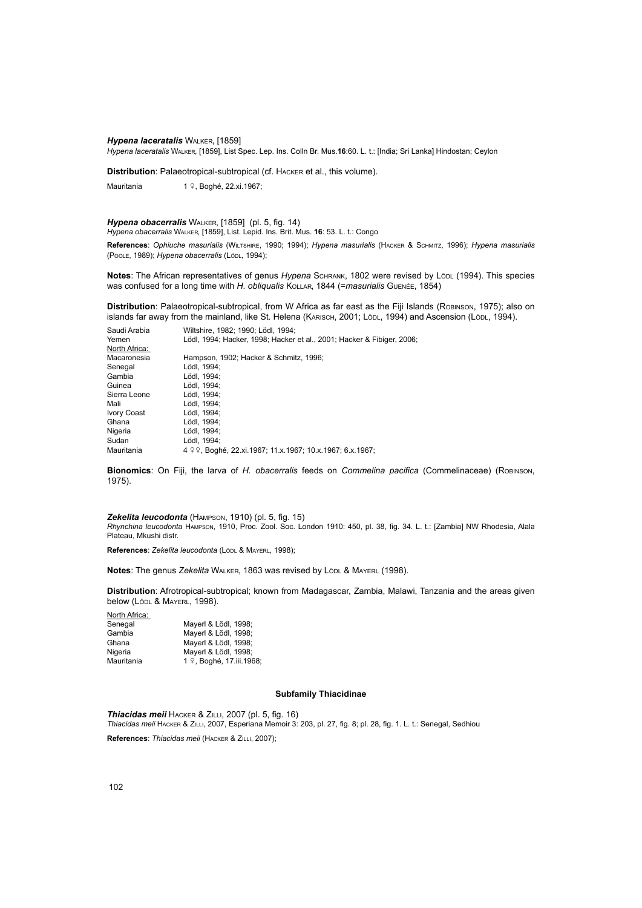***Hypena laceratalis*** Walker, [1859]

*Hypena laceratalis* Walker, [1859], List Spec. Lep. Ins. Colln Br. Mus.**16**:60. L. t.: [India; Sri Lanka] Hindostan; Ceylon

**Distribution**: Palaeotropical-subtropical (cf. Hacker et al., this volume).

| | |
|---|---|
| Mauritania | 1 ♀, Boghé, 22.xi.1967; |

***Hypena obacerralis*** Walker, [1859] (pl. 5, fig. 14)

*Hypena obacerralis* Walker, [1859], List. Lepid. Ins. Brit. Mus. **16**: 53. L. t.: Congo

**References**: *Ophiuche masurialis* (Wiltshire, 1990; 1994); *Hypena masurialis* (Hacker & Schmitz, 1996); *Hypena masurialis* (Poole, 1989); *Hypena obacerralis* (Lödl, 1994);

**Notes**: The African representatives of genus *Hypena* Schrank, 1802 were revised by Lödl (1994). This species was confused for a long time with *H. obliqualis* Kollar, 1844 (=*masurialis* Guenée, 1854)

**Distribution**: Palaeotropical-subtropical, from W Africa as far east as the Fiji Islands (Robinson, 1975); also on islands far away from the mainland, like St. Helena (Karisch, 2001; Lödl, 1994) and Ascension (Lödl, 1994).

| | |
|---|---|
| Saudi Arabia | Wiltshire, 1982; 1990; Lödl, 1994; |
| Yemen | Lödl, 1994; Hacker, 1998; Hacker et al., 2001; Hacker & Fibiger, 2006; |
| North Africa: | |
| Macaronesia | Hampson, 1902; Hacker & Schmitz, 1996; |
| Senegal | Lödl, 1994; |
| Gambia | Lödl, 1994; |
| Guinea | Lödl, 1994; |
| Sierra Leone | Lödl, 1994; |
| Mali | Lödl, 1994; |
| Ivory Coast | Lödl, 1994; |
| Ghana | Lödl, 1994; |
| Nigeria | Lödl, 1994; |
| Sudan | Lödl, 1994; |
| Mauritania | 4 ♀♀, Boghé, 22.xi.1967; 11.x.1967; 10.x.1967; 6.x.1967; |

**Bionomics**: On Fiji, the larva of *H. obacerralis* feeds on *Commelina pacifica* (Commelinaceae) (Robinson, 1975).

***Zekelita leucodonta*** (Hampson, 1910) (pl. 5, fig. 15)

*Rhynchina leucodonta* Hampson, 1910, Proc. Zool. Soc. London 1910: 450, pl. 38, fig. 34. L. t.: [Zambia] NW Rhodesia, Alala Plateau, Mkushi distr.

**References**: *Zekelita leucodonta* (Lödl & Mayerl, 1998);

**Notes**: The genus *Zekelita* Walker, 1863 was revised by Lödl & Mayerl (1998).

**Distribution**: Afrotropical-subtropical; known from Madagascar, Zambia, Malawi, Tanzania and the areas given below (Lödl & Mayerl, 1998).

| | |
|---|---|
| North Africa: | |
| Senegal | Mayerl & Lödl, 1998; |
| Gambia | Mayerl & Lödl, 1998; |
| Ghana | Mayerl & Lödl, 1998; |
| Nigeria | Mayerl & Lödl, 1998; |
| Mauritania | 1 ♀, Boghé, 17.iii.1968; |

## Subfamily Thiacidinae

***Thiacidas meii*** Hacker & Zilli, 2007 (pl. 5, fig. 16)

*Thiacidas meii* Hacker & Zilli, 2007, Esperiana Memoir 3: 203, pl. 27, fig. 8; pl. 28, fig. 1. L. t.: Senegal, Sedhiou

**References**: *Thiacidas meii* (Hacker & Zilli, 2007);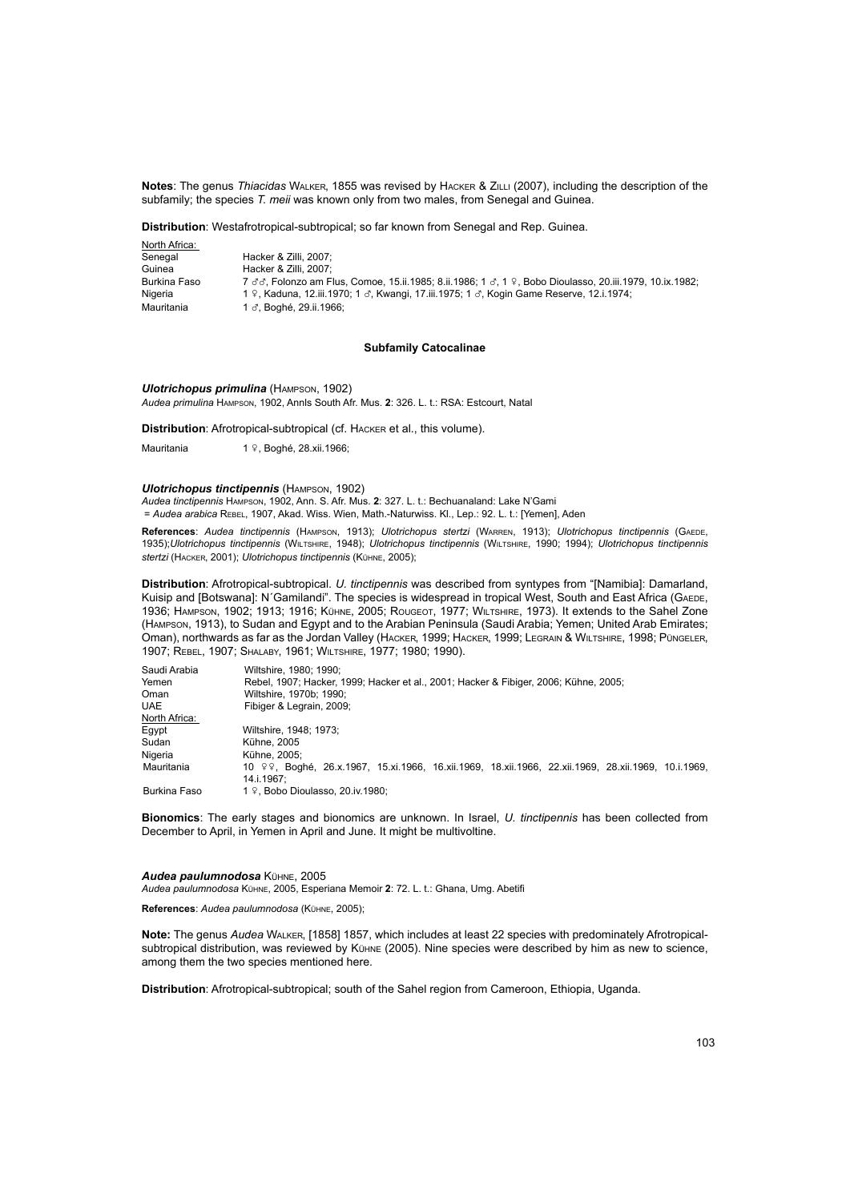**Notes**: The genus *Thiacidas* Walker, 1855 was revised by Hacker & Zilli (2007), including the description of the subfamily; the species *T. meii* was known only from two males, from Senegal and Guinea.

**Distribution**: Westafrotropical-subtropical; so far known from Senegal and Rep. Guinea.

| | |
|---|---|
| North Africa: | |
| Senegal | Hacker & Zilli, 2007; |
| Guinea | Hacker & Zilli, 2007; |
| Burkina Faso | 7 ♂♂, Folonzo am Flus, Comoe, 15.ii.1985; 8.ii.1986; 1 ♂, 1 ♀, Bobo Dioulasso, 20.iii.1979, 10.ix.1982; |
| Nigeria | 1 ♀, Kaduna, 12.iii.1970; 1 ♂, Kwangi, 17.iii.1975; 1 ♂, Kogin Game Reserve, 12.i.1974; |
| Mauritania | 1 ♂, Boghé, 29.ii.1966; |

## Subfamily Catocalinae

### *Ulotrichopus primulina* (Hampson, 1902)

*Audea primulina* Hampson, 1902, Annls South Afr. Mus. **2**: 326. L. t.: RSA: Estcourt, Natal

**Distribution**: Afrotropical-subtropical (cf. Hacker et al., this volume).

| | |
|---|---|
| Mauritania | 1 ♀, Boghé, 28.xii.1966; |

### *Ulotrichopus tinctipennis* (Hampson, 1902)

*Audea tinctipennis* Hampson, 1902, Ann. S. Afr. Mus. **2**: 327. L. t.: Bechuanaland: Lake N'Gami
= *Audea arabica* Rebel, 1907, Akad. Wiss. Wien, Math.-Naturwiss. Kl., Lep.: 92. L. t.: [Yemen], Aden

**References**: *Audea tinctipennis* (Hampson, 1913); *Ulotrichopus stertzi* (Warren, 1913); *Ulotrichopus tinctipennis* (Gaede, 1935);*Ulotrichopus tinctipennis* (Wiltshire, 1948); *Ulotrichopus tinctipennis* (Wiltshire, 1990; 1994); *Ulotrichopus tinctipennis stertzi* (Hacker, 2001); *Ulotrichopus tinctipennis* (Kühne, 2005);

**Distribution**: Afrotropical-subtropical. *U. tinctipennis* was described from syntypes from "[Namibia]: Damarland, Kuisip and [Botswana]: N´Gamilandi". The species is widespread in tropical West, South and East Africa (Gaede, 1936; Hampson, 1902; 1913; 1916; Kühne, 2005; Rougeot, 1977; Wiltshire, 1973). It extends to the Sahel Zone (Hampson, 1913), to Sudan and Egypt and to the Arabian Peninsula (Saudi Arabia; Yemen; United Arab Emirates; Oman), northwards as far as the Jordan Valley (Hacker, 1999; Hacker, 1999; Legrain & Wiltshire, 1998; Püngeler, 1907; Rebel, 1907; Shalaby, 1961; Wiltshire, 1977; 1980; 1990).

| | |
|---|---|
| Saudi Arabia | Wiltshire, 1980; 1990; |
| Yemen | Rebel, 1907; Hacker, 1999; Hacker et al., 2001; Hacker & Fibiger, 2006; Kühne, 2005; |
| Oman | Wiltshire, 1970b; 1990; |
| UAE | Fibiger & Legrain, 2009; |
| North Africa: | |
| Egypt | Wiltshire, 1948; 1973; |
| Sudan | Kühne, 2005 |
| Nigeria | Kühne, 2005; |
| Mauritania | 10 ♀♀, Boghé, 26.x.1967, 15.xi.1966, 16.xii.1969, 18.xii.1966, 22.xii.1969, 28.xii.1969, 10.i.1969, 14.i.1967; |
| Burkina Faso | 1 ♀, Bobo Dioulasso, 20.iv.1980; |

**Bionomics**: The early stages and bionomics are unknown. In Israel, *U. tinctipennis* has been collected from December to April, in Yemen in April and June. It might be multivoltine.

### *Audea paulumnodosa* Kühne, 2005

*Audea paulumnodosa* Kühne, 2005, Esperiana Memoir **2**: 72. L. t.: Ghana, Umg. Abetifi

**References**: *Audea paulumnodosa* (Kühne, 2005);

**Note:** The genus *Audea* Walker, [1858] 1857, which includes at least 22 species with predominately Afrotropical-subtropical distribution, was reviewed by Kühne (2005). Nine species were described by him as new to science, among them the two species mentioned here.

**Distribution**: Afrotropical-subtropical; south of the Sahel region from Cameroon, Ethiopia, Uganda.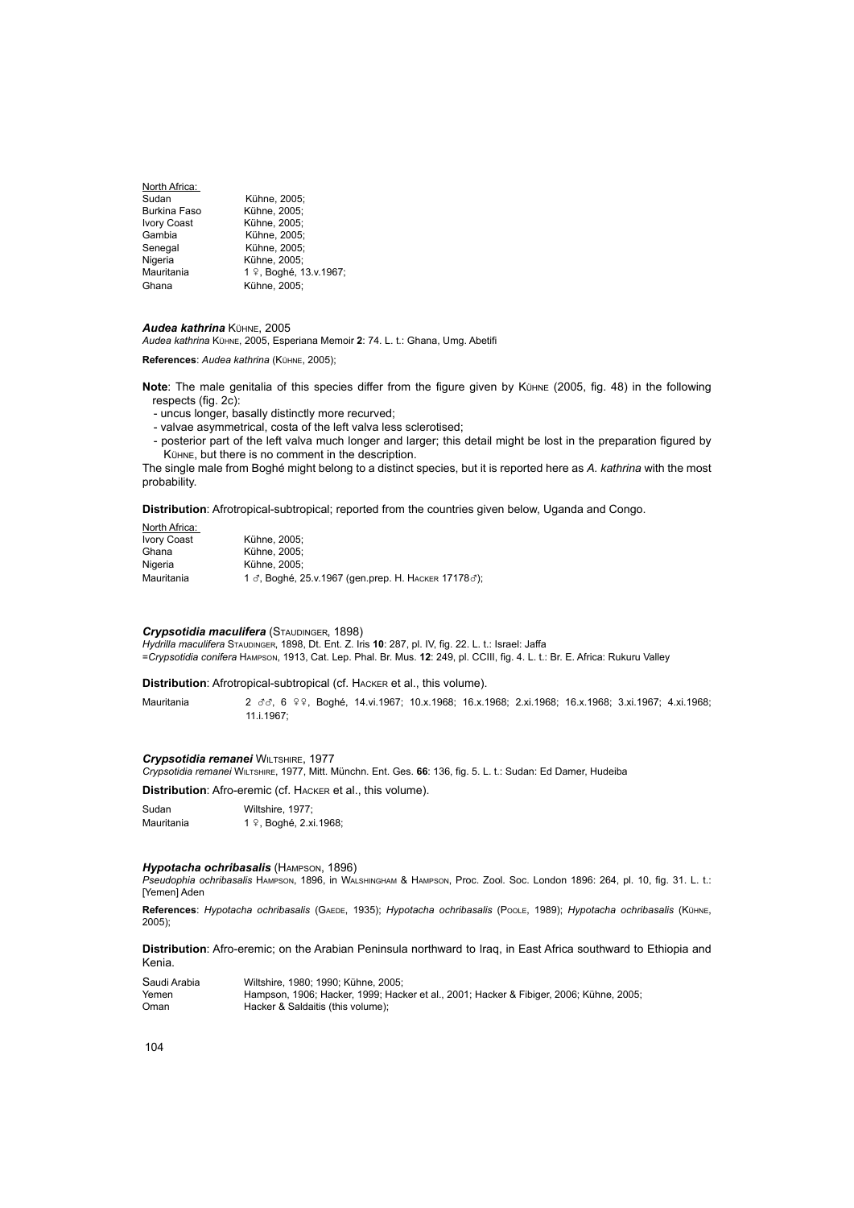North Africa:

| | |
|---|---|
| Sudan | Kühne, 2005; |
| Burkina Faso | Kühne, 2005; |
| Ivory Coast | Kühne, 2005; |
| Gambia | Kühne, 2005; |
| Senegal | Kühne, 2005; |
| Nigeria | Kühne, 2005; |
| Mauritania | 1 ♀, Boghé, 13.v.1967; |
| Ghana | Kühne, 2005; |

### *Audea kathrina* Kühne, 2005

*Audea kathrina* Kühne, 2005, Esperiana Memoir **2**: 74. L. t.: Ghana, Umg. Abetifi

**References**: *Audea kathrina* (Kühne, 2005);

**Note**: The male genitalia of this species differ from the figure given by Kühne (2005, fig. 48) in the following respects (fig. 2c):

- uncus longer, basally distinctly more recurved;
- valvae asymmetrical, costa of the left valva less sclerotised;
- posterior part of the left valva much longer and larger; this detail might be lost in the preparation figured by Kühne, but there is no comment in the description.

The single male from Boghé might belong to a distinct species, but it is reported here as *A. kathrina* with the most probability.

**Distribution**: Afrotropical-subtropical; reported from the countries given below, Uganda and Congo.

North Africa:

| | |
|---|---|
| Ivory Coast | Kühne, 2005; |
| Ghana | Kühne, 2005; |
| Nigeria | Kühne, 2005; |
| Mauritania | 1 ♂, Boghé, 25.v.1967 (gen.prep. H. Hacker 17178♂); |

### *Crypsotidia maculifera* (Staudinger, 1898)

*Hydrilla maculifera* Staudinger, 1898, Dt. Ent. Z. Iris **10**: 287, pl. IV, fig. 22. L. t.: Israel: Jaffa
=*Crypsotidia conifera* Hampson, 1913, Cat. Lep. Phal. Br. Mus. **12**: 249, pl. CCIII, fig. 4. L. t.: Br. E. Africa: Rukuru Valley

**Distribution**: Afrotropical-subtropical (cf. Hacker et al., this volume).

| | |
|---|---|
| Mauritania | 2 ♂♂, 6 ♀♀, Boghé, 14.vi.1967; 10.x.1968; 16.x.1968; 2.xi.1968; 16.x.1968; 3.xi.1967; 4.xi.1968; 11.i.1967; |

### *Crypsotidia remanei* Wiltshire, 1977

*Crypsotidia remanei* Wiltshire, 1977, Mitt. Münchn. Ent. Ges. **66**: 136, fig. 5. L. t.: Sudan: Ed Damer, Hudeiba

**Distribution**: Afro-eremic (cf. Hacker et al., this volume).

| | |
|---|---|
| Sudan | Wiltshire, 1977; |
| Mauritania | 1 ♀, Boghé, 2.xi.1968; |

### *Hypotacha ochribasalis* (Hampson, 1896)

*Pseudophia ochribasalis* Hampson, 1896, in Walshingham & Hampson, Proc. Zool. Soc. London 1896: 264, pl. 10, fig. 31. L. t.: [Yemen] Aden

**References**: *Hypotacha ochribasalis* (Gaede, 1935); *Hypotacha ochribasalis* (Poole, 1989); *Hypotacha ochribasalis* (Kühne, 2005);

**Distribution**: Afro-eremic; on the Arabian Peninsula northward to Iraq, in East Africa southward to Ethiopia and Kenia.

| | |
|---|---|
| Saudi Arabia | Wiltshire, 1980; 1990; Kühne, 2005; |
| Yemen | Hampson, 1906; Hacker, 1999; Hacker et al., 2001; Hacker & Fibiger, 2006; Kühne, 2005; |
| Oman | Hacker & Saldaitis (this volume); |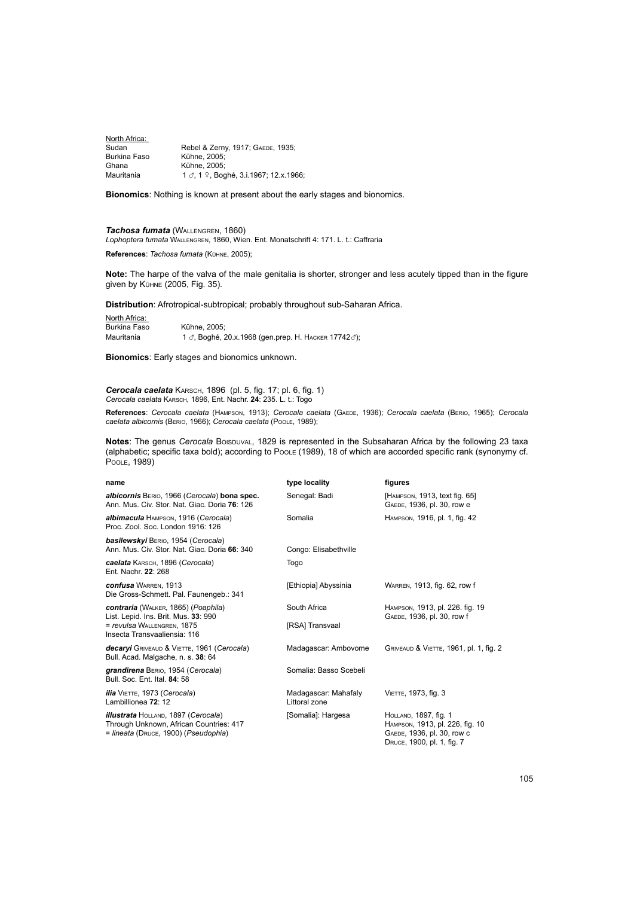North Africa:

| | |
|---|---|
| Sudan | Rebel & Zerny, 1917; Gaede, 1935; |
| Burkina Faso | Kühne, 2005; |
| Ghana | Kühne, 2005; |
| Mauritania | 1 ♂, 1 ♀, Boghé, 3.i.1967; 12.x.1966; |

**Bionomics**: Nothing is known at present about the early stages and bionomics.

***Tachosa fumata*** (Wallengren, 1860)
*Lophoptera fumata* Wallengren, 1860, Wien. Ent. Monatschrift 4: 171. L. t.: Caffraria

**References**: *Tachosa fumata* (Kühne, 2005);

**Note:** The harpe of the valva of the male genitalia is shorter, stronger and less acutely tipped than in the figure given by Kühne (2005, Fig. 35).

**Distribution**: Afrotropical-subtropical; probably throughout sub-Saharan Africa.

North Africa:

| | |
|---|---|
| Burkina Faso | Kühne, 2005; |
| Mauritania | 1 ♂, Boghé, 20.x.1968 (gen.prep. H. Hacker 17742♂); |

**Bionomics**: Early stages and bionomics unknown.

***Cerocala caelata*** Karsch, 1896 (pl. 5, fig. 17; pl. 6, fig. 1)
*Cerocala caelata* Karsch, 1896, Ent. Nachr. **24**: 235. L. t.: Togo

**References**: *Cerocala caelata* (Hampson, 1913); *Cerocala caelata* (Gaede, 1936); *Cerocala caelata* (Berio, 1965); *Cerocala caelata albicornis* (Berio, 1966); *Cerocala caelata* (Poole, 1989);

**Notes**: The genus *Cerocala* Boisduval, 1829 is represented in the Subsaharan Africa by the following 23 taxa (alphabetic; specific taxa bold); according to Poole (1989), 18 of which are accorded specific rank (synonymy cf. Poole, 1989)

| name | type locality | figures |
|---|---|---|
| ***albicornis*** Berio, 1966 (*Cerocala*) **bona spec.** Ann. Mus. Civ. Stor. Nat. Giac. Doria **76**: 126 | Senegal: Badi | [Hampson, 1913, text fig. 65] Gaede, 1936, pl. 30, row e |
| ***albimacula*** Hampson, 1916 (*Cerocala*) Proc. Zool. Soc. London 1916: 126 | Somalia | Hampson, 1916, pl. 1, fig. 42 |
| ***basilewskyi*** Berio, 1954 (*Cerocala*) Ann. Mus. Civ. Stor. Nat. Giac. Doria **66**: 340 | Congo: Elisabethville | |
| ***caelata*** Karsch, 1896 (*Cerocala*) Ent. Nachr. **22**: 268 | Togo | |
| ***confusa*** Warren, 1913 Die Gross-Schmett. Pal. Faunengeb.: 341 | [Ethiopia] Abyssinia | Warren, 1913, fig. 62, row f |
| ***contraria*** (Walker, 1865) (*Poaphila*) List. Lepid. Ins. Brit. Mus. **33**: 990 | South Africa | Hampson, 1913, pl. 226. fig. 19 Gaede, 1936, pl. 30, row f |
| = *revulsa* Wallengren, 1875 Insecta Transvaaliensia: 116 | [RSA] Transvaal | |
| ***decaryi*** Griveaud & Viette, 1961 (*Cerocala*) Bull. Acad. Malgache, n. s. **38**: 64 | Madagascar: Ambovome | Griveaud & Viette, 1961, pl. 1, fig. 2 |
| ***grandirena*** Berio, 1954 (*Cerocala*) Bull. Soc. Ent. Ital. **84**: 58 | Somalia: Basso Scebeli | |
| ***ilia*** Viette, 1973 (*Cerocala*) Lambillionea **72**: 12 | Madagascar: Mahafaly Littoral zone | Viette, 1973, fig. 3 |
| ***illustrata*** Holland, 1897 (*Cerocala*) Through Unknown, African Countries: 417 = *lineata* (Druce, 1900) (*Pseudophia*) | [Somalia]: Hargesa | Holland, 1897, fig. 1 Hampson, 1913, pl. 226, fig. 10 Gaede, 1936, pl. 30, row c Druce, 1900, pl. 1, fig. 7 |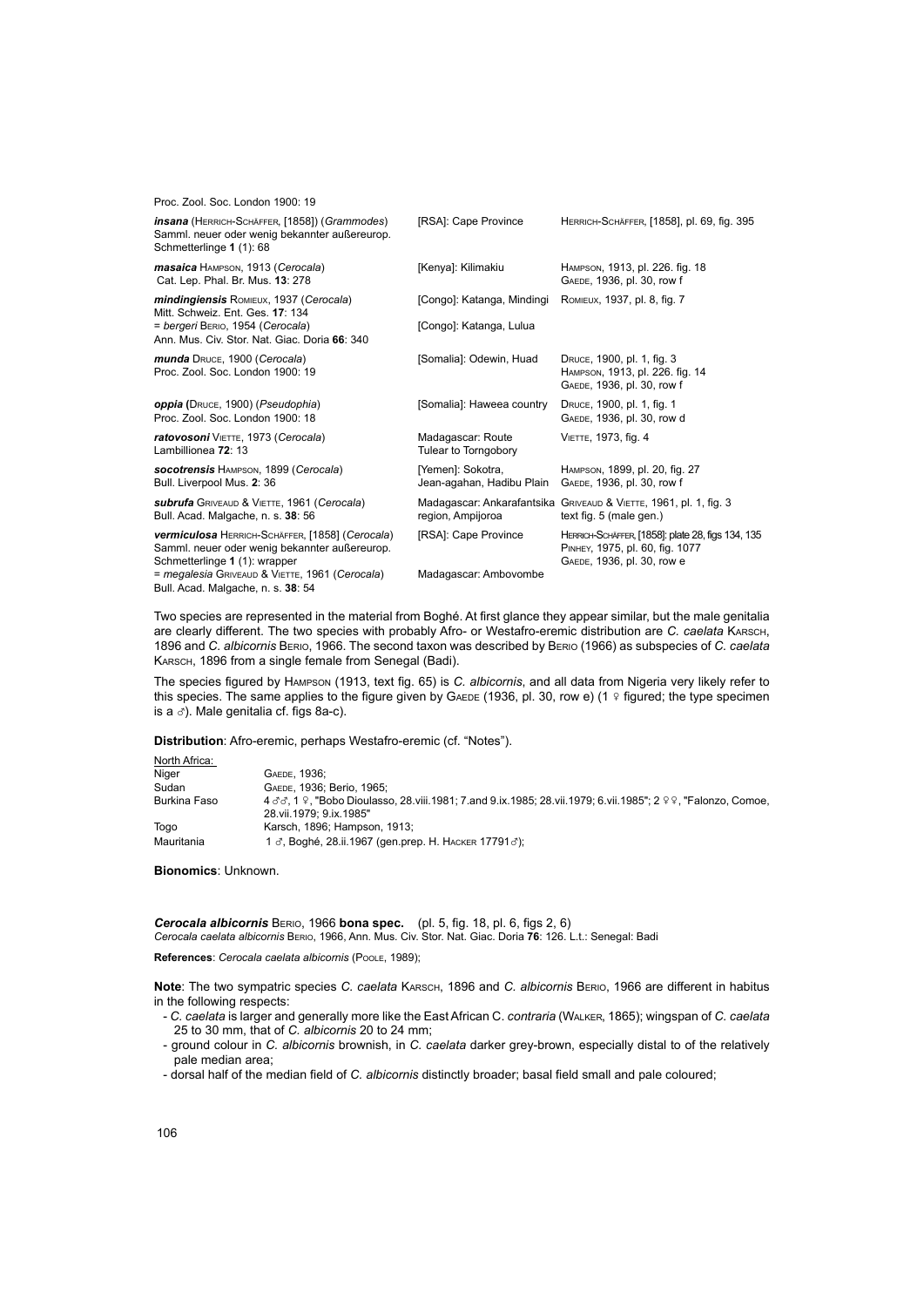Proc. Zool. Soc. London 1900: 19

| | | |
|---|---|---|
| ***insana*** (Herrich-Schäffer, [1858]) (*Grammodes*) Samml. neuer oder wenig bekannter außereurop. Schmetterlinge **1** (1): 68 | [RSA]: Cape Province | Herrich-Schäffer, [1858], pl. 69, fig. 395 |
| ***masaica*** Hampson, 1913 (*Cerocala*) Cat. Lep. Phal. Br. Mus. **13**: 278 | [Kenya]: Kilimakiu | Hampson, 1913, pl. 226. fig. 18 Gaede, 1936, pl. 30, row f |
| ***mindingiensis*** Romieux, 1937 (*Cerocala*) Mitt. Schweiz. Ent. Ges. **17**: 134 | [Congo]: Katanga, Mindingi | Romieux, 1937, pl. 8, fig. 7 |
| = *bergeri* Berio, 1954 (*Cerocala*) Ann. Mus. Civ. Stor. Nat. Giac. Doria **66**: 340 | [Congo]: Katanga, Lulua | |
| ***munda*** Druce, 1900 (*Cerocala*) Proc. Zool. Soc. London 1900: 19 | [Somalia]: Odewin, Huad | Druce, 1900, pl. 1, fig. 3 Hampson, 1913, pl. 226. fig. 14 Gaede, 1936, pl. 30, row f |
| ***oppia*** (Druce, 1900) (*Pseudophia*) Proc. Zool. Soc. London 1900: 18 | [Somalia]: Haweea country | Druce, 1900, pl. 1, fig. 1 Gaede, 1936, pl. 30, row d |
| ***ratovosoni*** Viette, 1973 (*Cerocala*) Lambillionea **72**: 13 | Madagascar: Route Tulear to Torngobory | Viette, 1973, fig. 4 |
| ***socotrensis*** Hampson, 1899 (*Cerocala*) Bull. Liverpool Mus. **2**: 36 | [Yemen]: Sokotra, Jean-agahan, Hadibu Plain | Hampson, 1899, pl. 20, fig. 27 Gaede, 1936, pl. 30, row f |
| ***subrufa*** Griveaud & Viette, 1961 (*Cerocala*) Bull. Acad. Malgache, n. s. **38**: 56 | Madagascar: Ankarafantsika region, Ampijoroa | Griveaud & Viette, 1961, pl. 1, fig. 3 text fig. 5 (male gen.) |
| ***vermiculosa*** Herrich-Schäffer, [1858] (*Cerocala*) Samml. neuer oder wenig bekannter außereurop. Schmetterlinge **1** (1): wrapper | [RSA]: Cape Province | Herrich-Schäffer, [1858]; plate 28, figs 134, 135 Pinhey, 1975, pl. 60, fig. 1077 Gaede, 1936, pl. 30, row e |
| = *megalesia* Griveaud & Viette, 1961 (*Cerocala*) Bull. Acad. Malgache, n. s. **38**: 54 | Madagascar: Ambovombe | |

Two species are represented in the material from Boghé. At first glance they appear similar, but the male genitalia are clearly different. The two species with probably Afro- or Westafro-eremic distribution are *C. caelata* Karsch, 1896 and *C. albicornis* Berio, 1966. The second taxon was described by Berio (1966) as subspecies of *C. caelata* Karsch, 1896 from a single female from Senegal (Badi).

The species figured by Hampson (1913, text fig. 65) is *C. albicornis*, and all data from Nigeria very likely refer to this species. The same applies to the figure given by Gaede (1936, pl. 30, row e) (1 ♀ figured; the type specimen is a ♂). Male genitalia cf. figs 8a-c).

**Distribution**: Afro-eremic, perhaps Westafro-eremic (cf. "Notes").

North Africa:

| | |
|---|---|
| Niger | Gaede, 1936; |
| Sudan | Gaede, 1936; Berio, 1965; |
| Burkina Faso | 4 ♂♂, 1 ♀, "Bobo Dioulasso, 28.viii.1981; 7.and 9.ix.1985; 28.vii.1979; 6.vii.1985"; 2 ♀♀, "Falonzo, Comoe, 28.vii.1979; 9.ix.1985" |
| Togo | Karsch, 1896; Hampson, 1913; |
| Mauritania | 1 ♂, Boghé, 28.ii.1967 (gen.prep. H. Hacker 17791♂); |

**Bionomics**: Unknown.

***Cerocala albicornis*** Berio, 1966 **bona spec.** (pl. 5, fig. 18, pl. 6, figs 2, 6)
*Cerocala caelata albicornis* Berio, 1966, Ann. Mus. Civ. Stor. Nat. Giac. Doria **76**: 126. L.t.: Senegal: Badi

**References**: *Cerocala caelata albicornis* (Poole, 1989);

**Note**: The two sympatric species *C. caelata* Karsch, 1896 and *C. albicornis* Berio, 1966 are different in habitus in the following respects:

- *C. caelata* is larger and generally more like the East African C. *contraria* (Walker, 1865); wingspan of *C. caelata* 25 to 30 mm, that of *C. albicornis* 20 to 24 mm;
- ground colour in *C. albicornis* brownish, in *C. caelata* darker grey-brown, especially distal to of the relatively pale median area;
- dorsal half of the median field of *C. albicornis* distinctly broader; basal field small and pale coloured;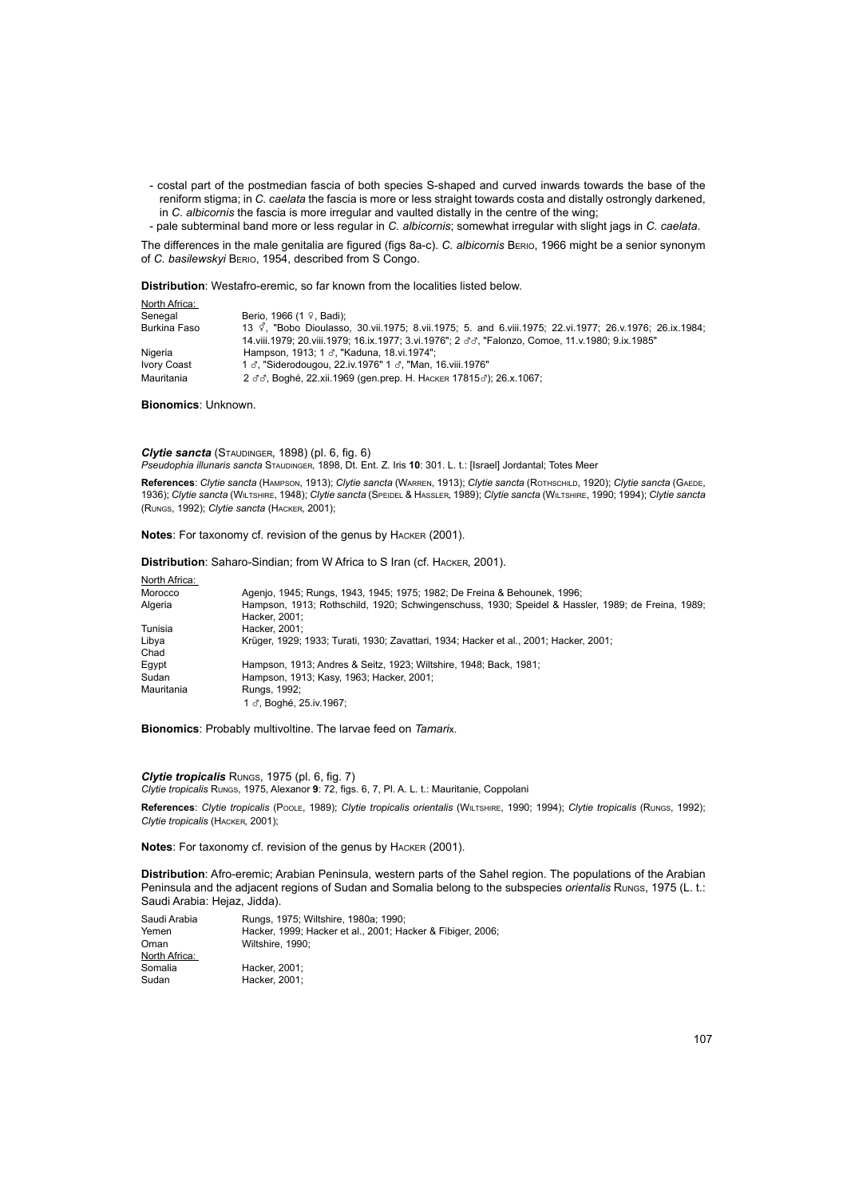- costal part of the postmedian fascia of both species S-shaped and curved inwards towards the base of the reniform stigma; in *C. caelata* the fascia is more or less straight towards costa and distally ostrongly darkened, in *C. albicornis* the fascia is more irregular and vaulted distally in the centre of the wing;
- pale subterminal band more or less regular in *C. albicornis*; somewhat irregular with slight jags in *C. caelata*.

The differences in the male genitalia are figured (figs 8a-c). *C. albicornis* Berio, 1966 might be a senior synonym of *C. basilewskyi* Berio, 1954, described from S Congo.

**Distribution**: Westafro-eremic, so far known from the localities listed below.

| North Africa: | |
|---|---|
| Senegal | Berio, 1966 (1 ♀, Badi); |
| Burkina Faso | 13 ♂, "Bobo Dioulasso, 30.vii.1975; 8.vii.1975; 5. and 6.viii.1975; 22.vi.1977; 26.v.1976; 26.ix.1984; 14.viii.1979; 20.viii.1979; 16.ix.1977; 3.vi.1976"; 2 ♂♂, "Falonzo, Comoe, 11.v.1980; 9.ix.1985" |
| Nigeria | Hampson, 1913; 1 ♂, "Kaduna, 18.vi.1974"; |
| Ivory Coast | 1 ♂, "Siderodougou, 22.iv.1976" 1 ♂, "Man, 16.viii.1976" |
| Mauritania | 2 ♂♂, Boghé, 22.xii.1969 (gen.prep. H. Hacker 17815♂); 26.x.1067; |

**Bionomics**: Unknown.

### *Clytie sancta* (Staudinger, 1898) (pl. 6, fig. 6)

*Pseudophia illunaris sancta* Staudinger, 1898, Dt. Ent. Z. Iris **10**: 301. L. t.: [Israel] Jordantal; Totes Meer

**References**: *Clytie sancta* (Hampson, 1913); *Clytie sancta* (Warren, 1913); *Clytie sancta* (Rothschild, 1920); *Clytie sancta* (Gaede, 1936); *Clytie sancta* (Wiltshire, 1948); *Clytie sancta* (Speidel & Hassler, 1989); *Clytie sancta* (Wiltshire, 1990; 1994); *Clytie sancta* (Rungs, 1992); *Clytie sancta* (Hacker, 2001);

**Notes**: For taxonomy cf. revision of the genus by Hacker (2001).

**Distribution**: Saharo-Sindian; from W Africa to S Iran (cf. Hacker, 2001).

| North Africa: | |
|---|---|
| Morocco | Agenjo, 1945; Rungs, 1943, 1945; 1975; 1982; De Freina & Behounek, 1996; |
| Algeria | Hampson, 1913; Rothschild, 1920; Schwingenschuss, 1930; Speidel & Hassler, 1989; de Freina, 1989; Hacker, 2001; |
| Tunisia | Hacker, 2001; |
| Libya | Krüger, 1929; 1933; Turati, 1930; Zavattari, 1934; Hacker et al., 2001; Hacker, 2001; |
| Chad | |
| Egypt | Hampson, 1913; Andres & Seitz, 1923; Wiltshire, 1948; Back, 1981; |
| Sudan | Hampson, 1913; Kasy, 1963; Hacker, 2001; |
| Mauritania | Rungs, 1992; 1 ♂, Boghé, 25.iv.1967; |

**Bionomics**: Probably multivoltine. The larvae feed on *Tamarix*.

### *Clytie tropicalis* Rungs, 1975 (pl. 6, fig. 7)

*Clytie tropicalis* Rungs, 1975, Alexanor **9**: 72, figs. 6, 7, Pl. A. L. t.: Mauritanie, Coppolani

**References**: *Clytie tropicalis* (Poole, 1989); *Clytie tropicalis orientalis* (Wiltshire, 1990; 1994); *Clytie tropicalis* (Rungs, 1992); *Clytie tropicalis* (Hacker, 2001);

**Notes**: For taxonomy cf. revision of the genus by Hacker (2001).

**Distribution**: Afro-eremic; Arabian Peninsula, western parts of the Sahel region. The populations of the Arabian Peninsula and the adjacent regions of Sudan and Somalia belong to the subspecies *orientalis* Rungs, 1975 (L. t.: Saudi Arabia: Hejaz, Jidda).

| | |
|---|---|
| Saudi Arabia | Rungs, 1975; Wiltshire, 1980a; 1990; |
| Yemen | Hacker, 1999; Hacker et al., 2001; Hacker & Fibiger, 2006; |
| Oman | Wiltshire, 1990; |
| North Africa: | |
| Somalia | Hacker, 2001; |
| Sudan | Hacker, 2001; |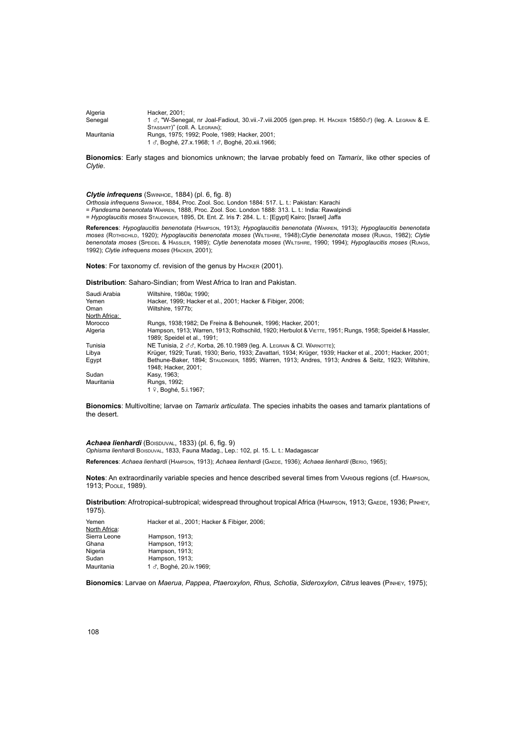| | |
|---|---|
| Algeria | Hacker, 2001; |
| Senegal | 1 ♂, "W-Senegal, nr Joal-Fadiout, 30.vii.-7.viii.2005 (gen.prep. H. Hacker 15850♂) (leg. A. Legrain & E. Stassart)" (coll. A. Legrain); |
| Mauritania | Rungs, 1975; 1992; Poole, 1989; Hacker, 2001; 1 ♂, Boghé, 27.x.1968; 1 ♂, Boghé, 20.xii.1966; |

**Bionomics**: Early stages and bionomics unknown; the larvae probably feed on *Tamarix*, like other species of *Clytie*.

***Clytie infrequens*** (Swinhoe, 1884) (pl. 6, fig. 8)

*Orthosia infrequens* Swinhoe, 1884, Proc. Zool. Soc. London 1884: 517. L. t.: Pakistan: Karachi
= *Pandesma benenotata* Warren, 1888, Proc. Zool. Soc. London 1888: 313. L. t.: India: Rawalpindi
= *Hypoglaucitis moses* Staudinger, 1895, Dt. Ent. Z. Iris **7**: 284. L. t.: [Egypt] Kairo; [Israel] Jaffa

**References**: *Hypoglaucitis benenotata* (Hampson, 1913); *Hypoglaucitis benenotata* (Warren, 1913); *Hypoglaucitis benenotata moses* (Rothschild, 1920); *Hypoglaucitis benenotata moses* (Wiltshire, 1948);*Clytie benenotata moses* (Rungs, 1982); *Clytie benenotata moses* (Speidel & Hassler, 1989); *Clytie benenotata moses* (Wiltshire, 1990; 1994); *Hypoglaucitis moses* (Rungs, 1992); *Clytie infrequens moses* (Hacker, 2001);

**Notes**: For taxonomy cf. revision of the genus by Hacker (2001).

**Distribution**: Saharo-Sindian; from West Africa to Iran and Pakistan.

| | |
|---|---|
| Saudi Arabia | Wiltshire, 1980a; 1990; |
| Yemen | Hacker, 1999; Hacker et al., 2001; Hacker & Fibiger, 2006; |
| Oman | Wiltshire, 1977b; |
| <u>North Africa:</u> | |
| Morocco | Rungs, 1938;1982; De Freina & Behounek, 1996; Hacker, 2001; |
| Algeria | Hampson, 1913; Warren, 1913; Rothschild, 1920; Herbulot & Viette, 1951; Rungs, 1958; Speidel & Hassler, 1989; Speidel et al., 1991; |
| Tunisia | NE Tunisia, 2 ♂♂, Korba, 26.10.1989 (leg. A. Legrain & Cl. Warnotte); |
| Libya | Krüger, 1929; Turati, 1930; Berio, 1933; Zavattari, 1934; Krüger, 1939; Hacker et al., 2001; Hacker, 2001; |
| Egypt | Bethune-Baker, 1894; Staudinger, 1895; Warren, 1913; Andres, 1913; Andres & Seitz, 1923; Wiltshire, 1948; Hacker, 2001; |
| Sudan | Kasy, 1963; |
| Mauritania | Rungs, 1992; 1 ♀, Boghé, 5.i.1967; |

**Bionomics**: Multivoltine; larvae on *Tamarix articulata*. The species inhabits the oases and tamarix plantations of the desert.

***Achaea lienhardi*** (Boisduval, 1833) (pl. 6, fig. 9)

*Ophisma lienhardi* Boisduval, 1833, Fauna Madag., Lep.: 102, pl. 15. L. t.: Madagascar

**References**: *Achaea lienhardi* (Hampson, 1913); *Achaea lienhardi* (Gaede, 1936); *Achaea lienhardi* (Berio, 1965);

**Notes**: An extraordinarily variable species and hence described several times from Various regions (cf. Hampson, 1913; Poole, 1989).

**Distribution**: Afrotropical-subtropical; widespread throughout tropical Africa (Hampson, 1913; Gaede, 1936; Pinhey, 1975).

| | |
|---|---|
| Yemen | Hacker et al., 2001; Hacker & Fibiger, 2006; |
| <u>North Africa</u>: | |
| Sierra Leone | Hampson, 1913; |
| Ghana | Hampson, 1913; |
| Nigeria | Hampson, 1913; |
| Sudan | Hampson, 1913; |
| Mauritania | 1 ♂, Boghé, 20.iv.1969; |

**Bionomics**: Larvae on *Maerua*, *Pappea*, *Ptaeroxylon*, *Rhus, Schotia*, *Sideroxylon*, *Citrus* leaves (Pinhey, 1975);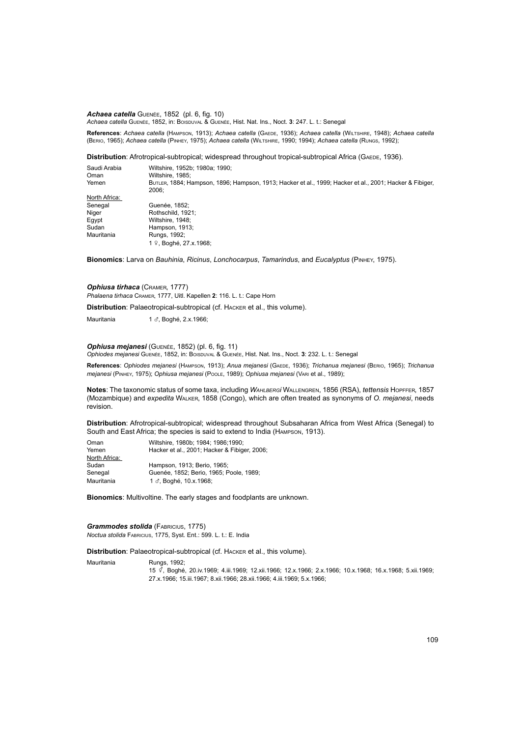***Achaea catella*** Guenée, 1852 (pl. 6, fig. 10)

*Achaea catella* Guenée, 1852, in: Boisduval & Guenée, Hist. Nat. Ins., Noct. **3**: 247. L. t.: Senegal

**References**: *Achaea catella* (Hampson, 1913); *Achaea catella* (Gaede, 1936); *Achaea catella* (Wiltshire, 1948); *Achaea catella* (Berio, 1965); *Achaea catella* (Pinhey, 1975); *Achaea catella* (Wiltshire, 1990; 1994); *Achaea catella* (Rungs, 1992);

**Distribution**: Afrotropical-subtropical; widespread throughout tropical-subtropical Africa (Gaede, 1936).

| | |
|---|---|
| Saudi Arabia | Wiltshire, 1952b; 1980a; 1990; |
| Oman | Wiltshire, 1985; |
| Yemen | Butler, 1884; Hampson, 1896; Hampson, 1913; Hacker et al., 1999; Hacker et al., 2001; Hacker & Fibiger, 2006; |
| North Africa: | |
| Senegal | Guenée, 1852; |
| Niger | Rothschild, 1921; |
| Egypt | Wiltshire, 1948; |
| Sudan | Hampson, 1913; |
| Mauritania | Rungs, 1992; |
| | 1 ♀, Boghé, 27.x.1968; |

**Bionomics**: Larva on *Bauhinia*, *Ricinus*, *Lonchocarpus*, *Tamarindus*, and *Eucalyptus* (Pinhey, 1975).

***Ophiusa tirhaca*** (Cramer, 1777)

*Phalaena tirhaca* Cramer, 1777, Uitl. Kapellen **2**: 116. L. t.: Cape Horn

**Distribution**: Palaeotropical-subtropical (cf. Hacker et al., this volume).

| | |
|---|---|
| Mauritania | 1 ♂, Boghé, 2.x.1966; |

***Ophiusa mejanesi*** (Guenée, 1852) (pl. 6, fig. 11)

*Ophiodes mejanesi* Guenée, 1852, in: Boisduval & Guenée, Hist. Nat. Ins., Noct. **3**: 232. L. t.: Senegal

**References**: *Ophiodes mejanesi* (Hampson, 1913); *Anua mejanesi* (Gaede, 1936); *Trichanua mejanesi* (Berio, 1965); *Trichanua mejanesi* (Pinhey, 1975); *Ophiusa mejanesi* (Poole, 1989); *Ophiusa mejanesi* (Vari et al., 1989);

**Notes**: The taxonomic status of some taxa, including *wahlbergi* Wallengren, 1856 (RSA), *tettensis* Hopffer, 1857 (Mozambique) and *expedita* Walker, 1858 (Congo), which are often treated as synonyms of *O. mejanesi*, needs revision.

**Distribution**: Afrotropical-subtropical; widespread throughout Subsaharan Africa from West Africa (Senegal) to South and East Africa; the species is said to extend to India (Hampson, 1913).

| | |
|---|---|
| Oman | Wiltshire, 1980b; 1984; 1986;1990; |
| Yemen | Hacker et al., 2001; Hacker & Fibiger, 2006; |
| North Africa: | |
| Sudan | Hampson, 1913; Berio, 1965; |
| Senegal | Guenée, 1852; Berio, 1965; Poole, 1989; |
| Mauritania | 1 ♂, Boghé, 10.x.1968; |

**Bionomics**: Multivoltine. The early stages and foodplants are unknown.

***Grammodes stolida*** (Fabricius, 1775)

*Noctua stolida* Fabricius, 1775, Syst. Ent.: 599. L. t.: E. India

**Distribution**: Palaeotropical-subtropical (cf. Hacker et al., this volume).

| | |
|---|---|
| Mauritania | Rungs, 1992; |
| | 15 ⚥, Boghé, 20.iv.1969; 4.iii.1969; 12.xii.1966; 12.x.1966; 2.x.1966; 10.x.1968; 16.x.1968; 5.xii.1969; 27.x.1966; 15.iii.1967; 8.xii.1966; 28.xii.1966; 4.iii.1969; 5.x.1966; |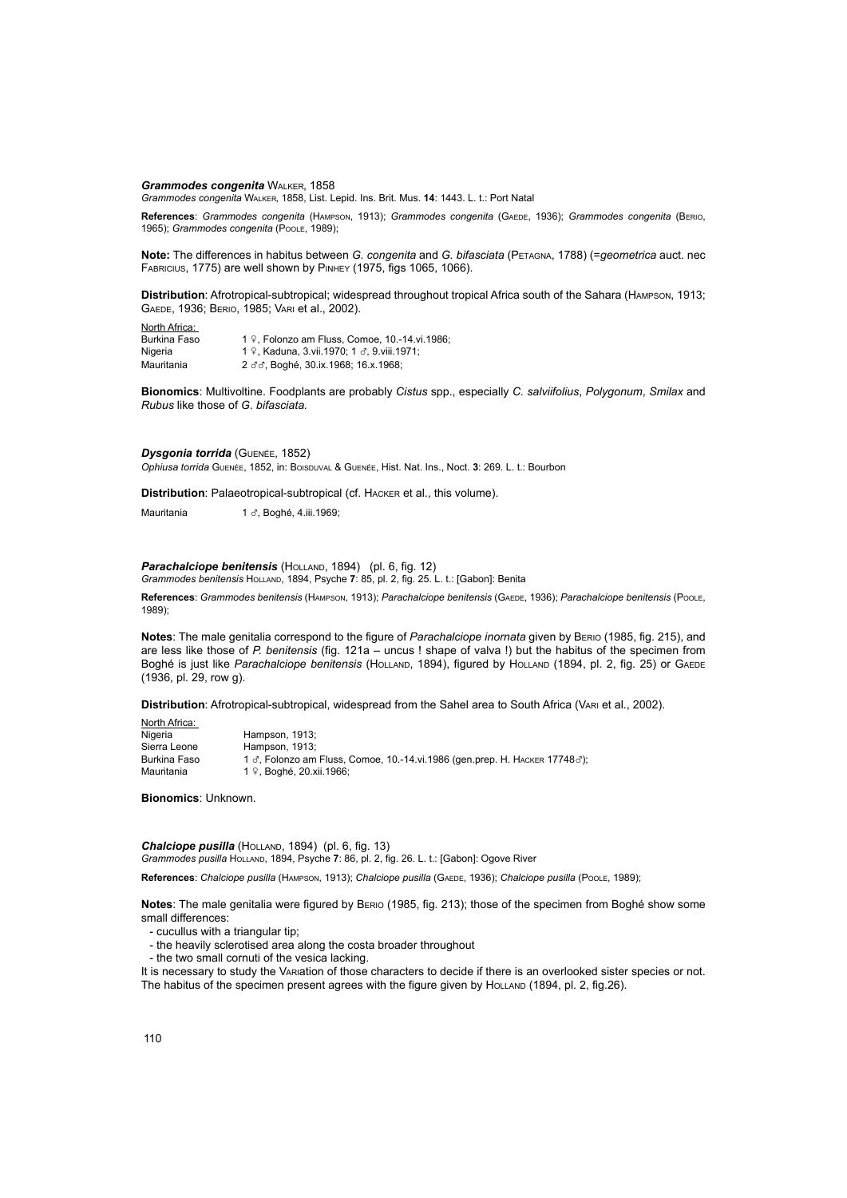### ***Grammodes congenita*** Walker, 1858

*Grammodes congenita* Walker, 1858, List. Lepid. Ins. Brit. Mus. **14**: 1443. L. t.: Port Natal

**References**: *Grammodes congenita* (Hampson, 1913); *Grammodes congenita* (Gaede, 1936); *Grammodes congenita* (Berio, 1965); *Grammodes congenita* (Poole, 1989);

**Note:** The differences in habitus between *G. congenita* and *G. bifasciata* (Petagna, 1788) (=*geometrica* auct. nec Fabricius, 1775) are well shown by Pinhey (1975, figs 1065, 1066).

**Distribution**: Afrotropical-subtropical; widespread throughout tropical Africa south of the Sahara (Hampson, 1913; Gaede, 1936; Berio, 1985; Vari et al., 2002).

North Africa:

| | |
|---|---|
| Burkina Faso | 1 ♀, Folonzo am Fluss, Comoe, 10.-14.vi.1986; |
| Nigeria | 1 ♀, Kaduna, 3.vii.1970; 1 ♂, 9.viii.1971; |
| Mauritania | 2 ♂♂, Boghé, 30.ix.1968; 16.x.1968; |

**Bionomics**: Multivoltine. Foodplants are probably *Cistus* spp., especially *C. salviifolius*, *Polygonum*, *Smilax* and *Rubus* like those of *G. bifasciata.*

### ***Dysgonia torrida*** (Guenée, 1852)

*Ophiusa torrida* Guenée, 1852, in: Boisduval & Guenée, Hist. Nat. Ins., Noct. **3**: 269. L. t.: Bourbon

**Distribution**: Palaeotropical-subtropical (cf. Hacker et al., this volume).

| | |
|---|---|
| Mauritania | 1 ♂, Boghé, 4.iii.1969; |

### ***Parachalciope benitensis*** (Holland, 1894) (pl. 6, fig. 12)

*Grammodes benitensis* Holland, 1894, Psyche **7**: 85, pl. 2, fig. 25. L. t.: [Gabon]: Benita

**References**: *Grammodes benitensis* (Hampson, 1913); *Parachalciope benitensis* (Gaede, 1936); *Parachalciope benitensis* (Poole, 1989);

**Notes**: The male genitalia correspond to the figure of *Parachalciope inornata* given by Berio (1985, fig. 215), and are less like those of *P. benitensis* (fig. 121a – uncus ! shape of valva !) but the habitus of the specimen from Boghé is just like *Parachalciope benitensis* (Holland, 1894), figured by Holland (1894, pl. 2, fig. 25) or Gaede (1936, pl. 29, row g).

**Distribution**: Afrotropical-subtropical, widespread from the Sahel area to South Africa (Vari et al., 2002).

North Africa:

| | |
|---|---|
| Nigeria | Hampson, 1913; |
| Sierra Leone | Hampson, 1913; |
| Burkina Faso | 1 ♂, Folonzo am Fluss, Comoe, 10.-14.vi.1986 (gen.prep. H. Hacker 17748♂); |
| Mauritania | 1 ♀, Boghé, 20.xii.1966; |

**Bionomics**: Unknown.

### ***Chalciope pusilla*** (Holland, 1894) (pl. 6, fig. 13)

*Grammodes pusilla* Holland, 1894, Psyche **7**: 86, pl. 2, fig. 26. L. t.: [Gabon]: Ogove River

**References**: *Chalciope pusilla* (Hampson, 1913); *Chalciope pusilla* (Gaede, 1936); *Chalciope pusilla* (Poole, 1989);

**Notes**: The male genitalia were figured by Berio (1985, fig. 213); those of the specimen from Boghé show some small differences:

- cucullus with a triangular tip;
- the heavily sclerotised area along the costa broader throughout
- the two small cornuti of the vesica lacking.

It is necessary to study the Variation of those characters to decide if there is an overlooked sister species or not. The habitus of the specimen present agrees with the figure given by Holland (1894, pl. 2, fig.26).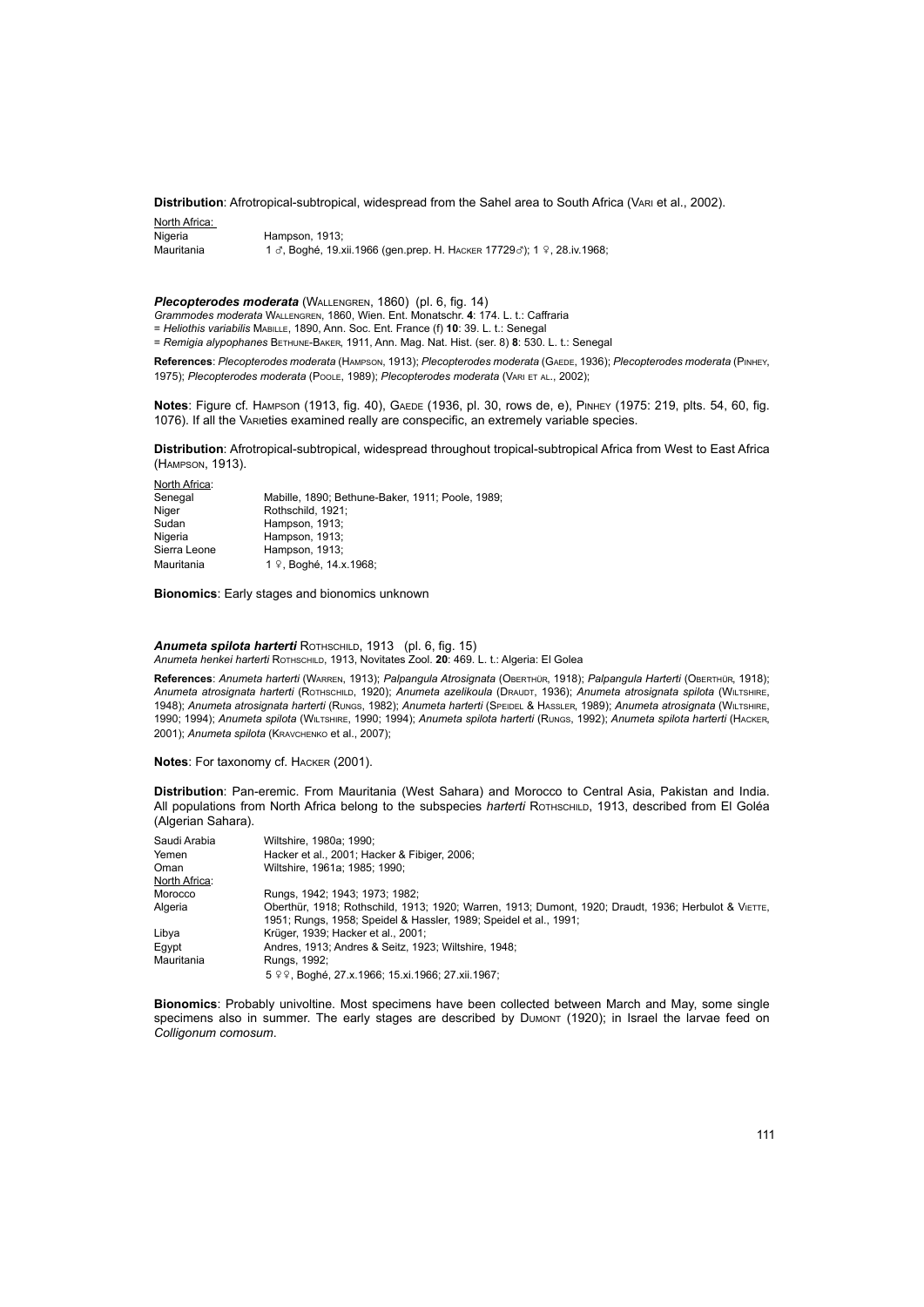**Distribution**: Afrotropical-subtropical, widespread from the Sahel area to South Africa (Vari et al., 2002).

| North Africa: | |
|---|---|
| Nigeria | Hampson, 1913; |
| Mauritania | 1 ♂, Boghé, 19.xii.1966 (gen.prep. H. Hacker 17729♂); 1 ♀, 28.iv.1968; |

***Plecopterodes moderata*** (Wallengren, 1860) (pl. 6, fig. 14)

*Grammodes moderata* Wallengren, 1860, Wien. Ent. Monatschr. **4**: 174. L. t.: Caffraria
= *Heliothis variabilis* Mabille, 1890, Ann. Soc. Ent. France (f) **10**: 39. L. t.: Senegal
= *Remigia alypophanes* Bethune-Baker, 1911, Ann. Mag. Nat. Hist. (ser. 8) **8**: 530. L. t.: Senegal

**References**: *Plecopterodes moderata* (Hampson, 1913); *Plecopterodes moderata* (Gaede, 1936); *Plecopterodes moderata* (Pinhey, 1975); *Plecopterodes moderata* (Poole, 1989); *Plecopterodes moderata* (Vari et al., 2002);

**Notes**: Figure cf. Hampson (1913, fig. 40), Gaede (1936, pl. 30, rows de, e), Pinhey (1975: 219, plts. 54, 60, fig. 1076). If all the Varieties examined really are conspecific, an extremely variable species.

**Distribution**: Afrotropical-subtropical, widespread throughout tropical-subtropical Africa from West to East Africa (Hampson, 1913).

| North Africa: | |
|---|---|
| Senegal | Mabille, 1890; Bethune-Baker, 1911; Poole, 1989; |
| Niger | Rothschild, 1921; |
| Sudan | Hampson, 1913; |
| Nigeria | Hampson, 1913; |
| Sierra Leone | Hampson, 1913; |
| Mauritania | 1 ♀, Boghé, 14.x.1968; |

**Bionomics**: Early stages and bionomics unknown

***Anumeta spilota harterti*** Rothschild, 1913 (pl. 6, fig. 15)

*Anumeta henkei harterti* Rothschild, 1913, Novitates Zool. **20**: 469. L. t.: Algeria: El Golea

**References**: *Anumeta harterti* (Warren, 1913); *Palpangula Atrosignata* (Oberthür, 1918); *Palpangula Harterti* (Oberthür, 1918); *Anumeta atrosignata harterti* (Rothschild, 1920); *Anumeta azelikoula* (Draudt, 1936); *Anumeta atrosignata spilota* (Wiltshire, 1948); *Anumeta atrosignata harterti* (Rungs, 1982); *Anumeta harterti* (Speidel & Hassler, 1989); *Anumeta atrosignata* (Wiltshire, 1990; 1994); *Anumeta spilota* (Wiltshire, 1990; 1994); *Anumeta spilota harterti* (Rungs, 1992); *Anumeta spilota harterti* (Hacker, 2001); *Anumeta spilota* (Kravchenko et al., 2007);

**Notes**: For taxonomy cf. Hacker (2001).

**Distribution**: Pan-eremic. From Mauritania (West Sahara) and Morocco to Central Asia, Pakistan and India. All populations from North Africa belong to the subspecies *harterti* Rothschild, 1913, described from El Goléa (Algerian Sahara).

| | |
|---|---|
| Saudi Arabia | Wiltshire, 1980a; 1990; |
| Yemen | Hacker et al., 2001; Hacker & Fibiger, 2006; |
| Oman | Wiltshire, 1961a; 1985; 1990; |
| North Africa: | |
| Morocco | Rungs, 1942; 1943; 1973; 1982; |
| Algeria | Oberthür, 1918; Rothschild, 1913; 1920; Warren, 1913; Dumont, 1920; Draudt, 1936; Herbulot & Viette, 1951; Rungs, 1958; Speidel & Hassler, 1989; Speidel et al., 1991; |
| Libya | Krüger, 1939; Hacker et al., 2001; |
| Egypt | Andres, 1913; Andres & Seitz, 1923; Wiltshire, 1948; |
| Mauritania | Rungs, 1992; 5 ♀♀, Boghé, 27.x.1966; 15.xi.1966; 27.xii.1967; |

**Bionomics**: Probably univoltine. Most specimens have been collected between March and May, some single specimens also in summer. The early stages are described by Dumont (1920); in Israel the larvae feed on *Colligonum comosum*.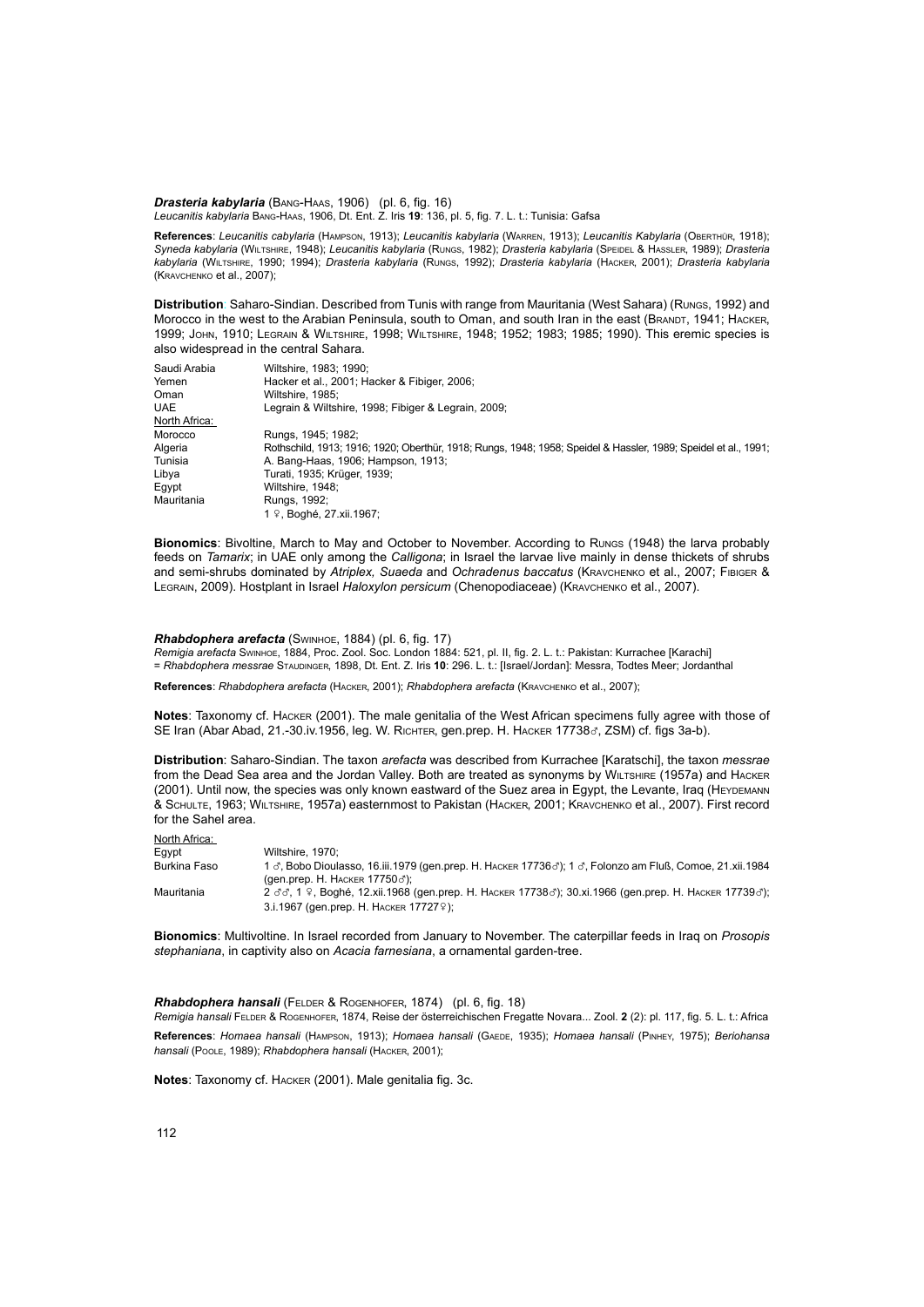***Drasteria kabylaria*** (Bang-Haas, 1906) (pl. 6, fig. 16)
*Leucanitis kabylaria* Bang-Haas, 1906, Dt. Ent. Z. Iris **19**: 136, pl. 5, fig. 7. L. t.: Tunisia: Gafsa

**References**: *Leucanitis cabylaria* (Hampson, 1913); *Leucanitis kabylaria* (Warren, 1913); *Leucanitis Kabylaria* (Oberthür, 1918); *Syneda kabylaria* (Wiltshire, 1948); *Leucanitis kabylaria* (Rungs, 1982); *Drasteria kabylaria* (Speidel & Hassler, 1989); *Drasteria kabylaria* (Wiltshire, 1990; 1994); *Drasteria kabylaria* (Rungs, 1992); *Drasteria kabylaria* (Hacker, 2001); *Drasteria kabylaria* (Kravchenko et al., 2007);

**Distribution**: Saharo-Sindian. Described from Tunis with range from Mauritania (West Sahara) (Rungs, 1992) and Morocco in the west to the Arabian Peninsula, south to Oman, and south Iran in the east (Brandt, 1941; Hacker, 1999; John, 1910; Legrain & Wiltshire, 1998; Wiltshire, 1948; 1952; 1983; 1985; 1990). This eremic species is also widespread in the central Sahara.

| | |
|---|---|
| Saudi Arabia | Wiltshire, 1983; 1990; |
| Yemen | Hacker et al., 2001; Hacker & Fibiger, 2006; |
| Oman | Wiltshire, 1985; |
| UAE | Legrain & Wiltshire, 1998; Fibiger & Legrain, 2009; |
| North Africa: | |
| Morocco | Rungs, 1945; 1982; |
| Algeria | Rothschild, 1913; 1916; 1920; Oberthür, 1918; Rungs, 1948; 1958; Speidel & Hassler, 1989; Speidel et al., 1991; |
| Tunisia | A. Bang-Haas, 1906; Hampson, 1913; |
| Libya | Turati, 1935; Krüger, 1939; |
| Egypt | Wiltshire, 1948; |
| Mauritania | Rungs, 1992; |
| | 1 ♀, Boghé, 27.xii.1967; |

**Bionomics**: Bivoltine, March to May and October to November. According to Rungs (1948) the larva probably feeds on *Tamarix*; in UAE only among the *Calligona*; in Israel the larvae live mainly in dense thickets of shrubs and semi-shrubs dominated by *Atriplex, Suaeda* and *Ochradenus baccatus* (Kravchenko et al., 2007; Fibiger & Legrain, 2009). Hostplant in Israel *Haloxylon persicum* (Chenopodiaceae) (Kravchenko et al., 2007).

***Rhabdophera arefacta*** (Swinhoe, 1884) (pl. 6, fig. 17)
*Remigia arefacta* Swinhoe, 1884, Proc. Zool. Soc. London 1884: 521, pl. II, fig. 2. L. t.: Pakistan: Kurrachee [Karachi]
= *Rhabdophera messrae* Staudinger, 1898, Dt. Ent. Z. Iris **10**: 296. L. t.: [Israel/Jordan]: Messra, Todtes Meer; Jordanthal

**References**: *Rhabdophera arefacta* (Hacker, 2001); *Rhabdophera arefacta* (Kravchenko et al., 2007);

**Notes**: Taxonomy cf. Hacker (2001). The male genitalia of the West African specimens fully agree with those of SE Iran (Abar Abad, 21.-30.iv.1956, leg. W. Richter, gen.prep. H. Hacker 17738♂, ZSM) cf. figs 3a-b).

**Distribution**: Saharo-Sindian. The taxon *arefacta* was described from Kurrachee [Karatschi], the taxon *messrae* from the Dead Sea area and the Jordan Valley. Both are treated as synonyms by Wiltshire (1957a) and Hacker (2001). Until now, the species was only known eastward of the Suez area in Egypt, the Levante, Iraq (Heydemann & Schulte, 1963; Wiltshire, 1957a) easternmost to Pakistan (Hacker, 2001; Kravchenko et al., 2007). First record for the Sahel area.

| | |
|---|---|
| North Africa: | |
| Egypt | Wiltshire, 1970; |
| Burkina Faso | 1 ♂, Bobo Dioulasso, 16.iii.1979 (gen.prep. H. Hacker 17736♂); 1 ♂, Folonzo am Fluß, Comoe, 21.xii.1984 (gen.prep. H. Hacker 17750♂); |
| Mauritania | 2 ♂♂, 1 ♀, Boghé, 12.xii.1968 (gen.prep. H. Hacker 17738♂); 30.xi.1966 (gen.prep. H. Hacker 17739♂); 3.i.1967 (gen.prep. H. Hacker 17727♀); |

**Bionomics**: Multivoltine. In Israel recorded from January to November. The caterpillar feeds in Iraq on *Prosopis stephaniana*, in captivity also on *Acacia farnesiana*, a ornamental garden-tree.

***Rhabdophera hansali*** (Felder & Rogenhofer, 1874) (pl. 6, fig. 18)
*Remigia hansali* Felder & Rogenhofer, 1874, Reise der österreichischen Fregatte Novara... Zool. **2** (2): pl. 117, fig. 5. L. t.: Africa

**References**: *Homaea hansali* (Hampson, 1913); *Homaea hansali* (Gaede, 1935); *Homaea hansali* (Pinhey, 1975); *Beriohansa hansali* (Poole, 1989); *Rhabdophera hansali* (Hacker, 2001);

**Notes**: Taxonomy cf. Hacker (2001). Male genitalia fig. 3c.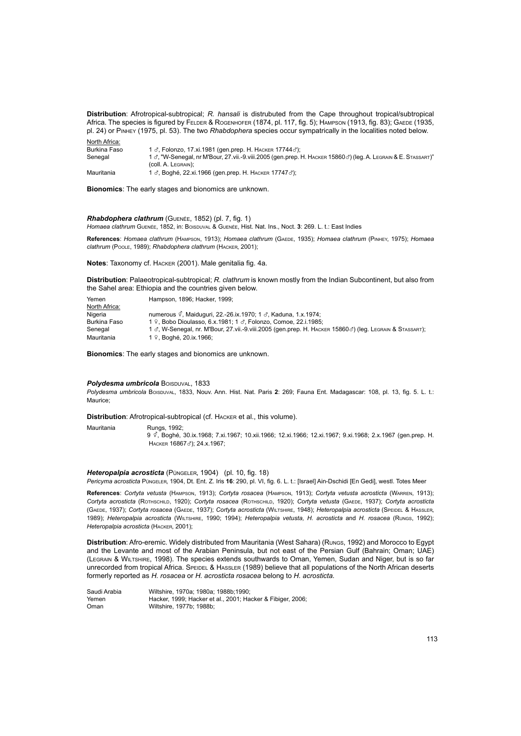**Distribution**: Afrotropical-subtropical; *R. hansali* is distrubuted from the Cape throughout tropical/subtropical Africa. The species is figured by Felder & Rogenhofer (1874, pl. 117, fig. 5); Hampson (1913, fig. 83); Gaede (1935, pl. 24) or Pinhey (1975, pl. 53). The two *Rhabdophera* species occur sympatrically in the localities noted below.

North Africa:

| | |
|---|---|
| Burkina Faso | 1 ♂, Folonzo, 17.xi.1981 (gen.prep. H. Hacker 17744♂); |
| Senegal | 1 ♂, "W-Senegal, nr M'Bour, 27.vii.-9.viii.2005 (gen.prep. H. Hacker 15860♂) (leg. A. Legrain & E. Stassart)" (coll. A. Legrain); |
| Mauritania | 1 ♂, Boghé, 22.xi.1966 (gen.prep. H. Hacker 17747♂); |

**Bionomics**: The early stages and bionomics are unknown.

### *Rhabdophera clathrum* (Guenée, 1852) (pl. 7, fig. 1)

*Homaea clathrum* Guenée, 1852, in: Boisduval & Guenée, Hist. Nat. Ins., Noct. **3**: 269. L. t.: East Indies

**References**: *Homaea clathrum* (Hampson, 1913); *Homaea clathrum* (Gaede, 1935); *Homaea clathrum* (Pinhey, 1975); *Homaea clathrum* (Poole, 1989); *Rhabdophera clathrum* (Hacker, 2001);

**Notes**: Taxonomy cf. Hacker (2001). Male genitalia fig. 4a.

**Distribution**: Palaeotropical-subtropical; *R. clathrum* is known mostly from the Indian Subcontinent, but also from the Sahel area: Ethiopia and the countries given below.

| | |
|---|---|
| Yemen | Hampson, 1896; Hacker, 1999; |
| North Africa: | |
| Nigeria | numerous ♂, Maiduguri, 22.-26.ix.1970; 1 ♂, Kaduna, 1.x.1974; |
| Burkina Faso | 1 ♀, Bobo Dioulasso, 6.x.1981; 1 ♂, Folonzo, Comoe, 22.i.1985; |
| Senegal | 1 ♂, W-Senegal, nr. M'Bour, 27.vii.-9.viii.2005 (gen.prep. H. Hacker 15860♂) (leg. Legrain & Stassart); |
| Mauritania | 1 ♀, Boghé, 20.ix.1966; |

**Bionomics**: The early stages and bionomics are unknown.

### *Polydesma umbricola* Boisduval, 1833

*Polydesma umbricola* Boisduval, 1833, Nouv. Ann. Hist. Nat. Paris **2**: 269; Fauna Ent. Madagascar: 108, pl. 13, fig. 5. L. t.: Maurice;

**Distribution**: Afrotropical-subtropical (cf. Hacker et al., this volume).

| | |
|---|---|
| Mauritania | Rungs, 1992; 9 ♂, Boghé, 30.ix.1968; 7.xi.1967; 10.xii.1966; 12.xi.1966; 12.xi.1967; 9.xi.1968; 2.x.1967 (gen.prep. H. Hacker 16867♂); 24.x.1967; |

### *Heteropalpia acrosticta* (Püngeler, 1904) (pl. 10, fig. 18)

*Pericyma acrosticta* Püngeler, 1904, Dt. Ent. Z. Iris **16**: 290, pl. VI, fig. 6. L. t.: [Israel] Ain-Dschidi [En Gedi], westl. Totes Meer

**References**: *Cortyta vetusta* (Hampson, 1913); *Cortyta rosacea* (Hampson, 1913); *Cortyta vetusta acrosticta* (Warren, 1913); *Cortyta acrosticta* (Rothschild, 1920); *Cortyta rosacea* (Rothschild, 1920); *Cortyta vetusta* (Gaede, 1937); *Cortyta acrosticta* (Gaede, 1937); *Cortyta rosacea* (Gaede, 1937); *Cortyta acrosticta* (Wiltshire, 1948); *Heteropalpia acrosticta* (Speidel & Hassler, 1989); *Heteropalpia acrosticta* (Wiltshire, 1990; 1994); *Heteropalpia vetusta, H. acrosticta* and *H. rosacea* (Rungs, 1992); *Heteropalpia acrosticta* (Hacker, 2001);

**Distribution**: Afro-eremic. Widely distributed from Mauritania (West Sahara) (Rungs, 1992) and Morocco to Egypt and the Levante and most of the Arabian Peninsula, but not east of the Persian Gulf (Bahrain; Oman; UAE) (Legrain & Wiltshire, 1998). The species extends southwards to Oman, Yemen, Sudan and Niger, but is so far unrecorded from tropical Africa. Speidel & Hassler (1989) believe that all populations of the North African deserts formerly reported as *H. rosacea* or *H. acrosticta rosacea* belong to *H. acrosticta*.

| | |
|---|---|
| Saudi Arabia | Wiltshire, 1970a; 1980a; 1988b;1990; |
| Yemen | Hacker, 1999; Hacker et al., 2001; Hacker & Fibiger, 2006; |
| Oman | Wiltshire, 1977b; 1988b; |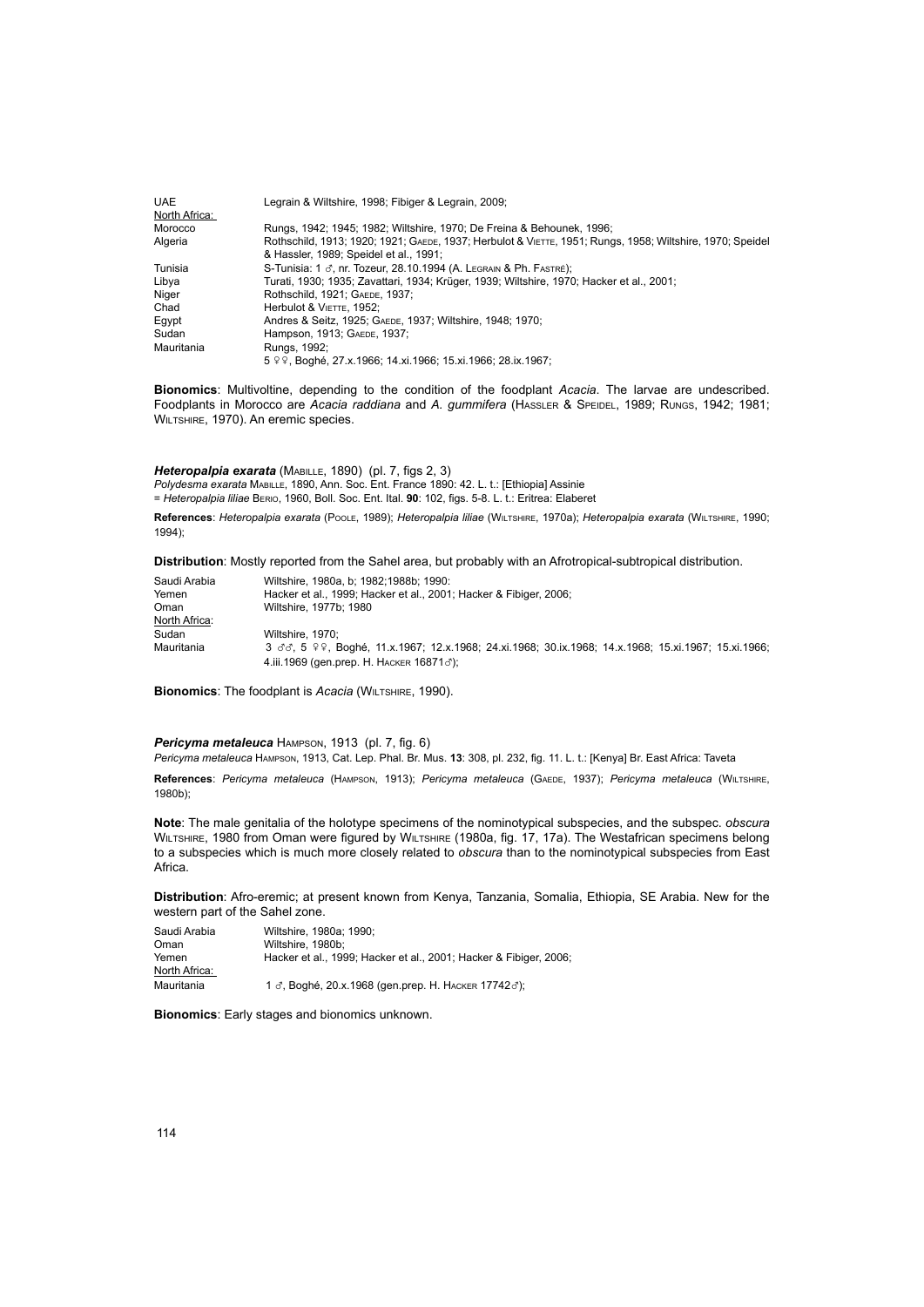| | |
|---|---|
| UAE | Legrain & Wiltshire, 1998; Fibiger & Legrain, 2009; |
| North Africa: | |
| Morocco | Rungs, 1942; 1945; 1982; Wiltshire, 1970; De Freina & Behounek, 1996; |
| Algeria | Rothschild, 1913; 1920; 1921; Gaede, 1937; Herbulot & Viette, 1951; Rungs, 1958; Wiltshire, 1970; Speidel & Hassler, 1989; Speidel et al., 1991; |
| Tunisia | S-Tunisia: 1 ♂, nr. Tozeur, 28.10.1994 (A. Legrain & Ph. Fastré); |
| Libya | Turati, 1930; 1935; Zavattari, 1934; Krüger, 1939; Wiltshire, 1970; Hacker et al., 2001; |
| Niger | Rothschild, 1921; Gaede, 1937; |
| Chad | Herbulot & Viette, 1952; |
| Egypt | Andres & Seitz, 1925; Gaede, 1937; Wiltshire, 1948; 1970; |
| Sudan | Hampson, 1913; Gaede, 1937; |
| Mauritania | Rungs, 1992; 5 ♀♀, Boghé, 27.x.1966; 14.xi.1966; 15.xi.1966; 28.ix.1967; |

**Bionomics**: Multivoltine, depending to the condition of the foodplant *Acacia*. The larvae are undescribed. Foodplants in Morocco are *Acacia raddiana* and *A. gummifera* (Hassler & Speidel, 1989; Rungs, 1942; 1981; Wiltshire, 1970). An eremic species.

### *Heteropalpia exarata* (Mabille, 1890) (pl. 7, figs 2, 3)

*Polydesma exarata* Mabille, 1890, Ann. Soc. Ent. France 1890: 42. L. t.: [Ethiopia] Assinie
= *Heteropalpia liliae* Berio, 1960, Boll. Soc. Ent. Ital. **90**: 102, figs. 5-8. L. t.: Eritrea: Elaberet

**References**: *Heteropalpia exarata* (Poole, 1989); *Heteropalpia liliae* (Wiltshire, 1970a); *Heteropalpia exarata* (Wiltshire, 1990; 1994);

**Distribution**: Mostly reported from the Sahel area, but probably with an Afrotropical-subtropical distribution.

| | |
|---|---|
| Saudi Arabia | Wiltshire, 1980a, b; 1982;1988b; 1990: |
| Yemen | Hacker et al., 1999; Hacker et al., 2001; Hacker & Fibiger, 2006; |
| Oman | Wiltshire, 1977b; 1980 |
| North Africa: | |
| Sudan | Wiltshire, 1970; |
| Mauritania | 3 ♂♂, 5 ♀♀, Boghé, 11.x.1967; 12.x.1968; 24.xi.1968; 30.ix.1968; 14.x.1968; 15.xi.1967; 15.xi.1966; 4.iii.1969 (gen.prep. H. Hacker 16871♂); |

**Bionomics**: The foodplant is *Acacia* (Wiltshire, 1990).

### *Pericyma metaleuca* Hampson, 1913 (pl. 7, fig. 6)

*Pericyma metaleuca* Hampson, 1913, Cat. Lep. Phal. Br. Mus. **13**: 308, pl. 232, fig. 11. L. t.: [Kenya] Br. East Africa: Taveta

**References**: *Pericyma metaleuca* (Hampson, 1913); *Pericyma metaleuca* (Gaede, 1937); *Pericyma metaleuca* (Wiltshire, 1980b);

**Note**: The male genitalia of the holotype specimens of the nominotypical subspecies, and the subspec. *obscura* Wiltshire, 1980 from Oman were figured by Wiltshire (1980a, fig. 17, 17a). The Westafrican specimens belong to a subspecies which is much more closely related to *obscura* than to the nominotypical subspecies from East Africa.

**Distribution**: Afro-eremic; at present known from Kenya, Tanzania, Somalia, Ethiopia, SE Arabia. New for the western part of the Sahel zone.

| | |
|---|---|
| Saudi Arabia | Wiltshire, 1980a; 1990; |
| Oman | Wiltshire, 1980b; |
| Yemen | Hacker et al., 1999; Hacker et al., 2001; Hacker & Fibiger, 2006; |
| North Africa: | |
| Mauritania | 1 ♂, Boghé, 20.x.1968 (gen.prep. H. Hacker 17742♂); |

**Bionomics**: Early stages and bionomics unknown.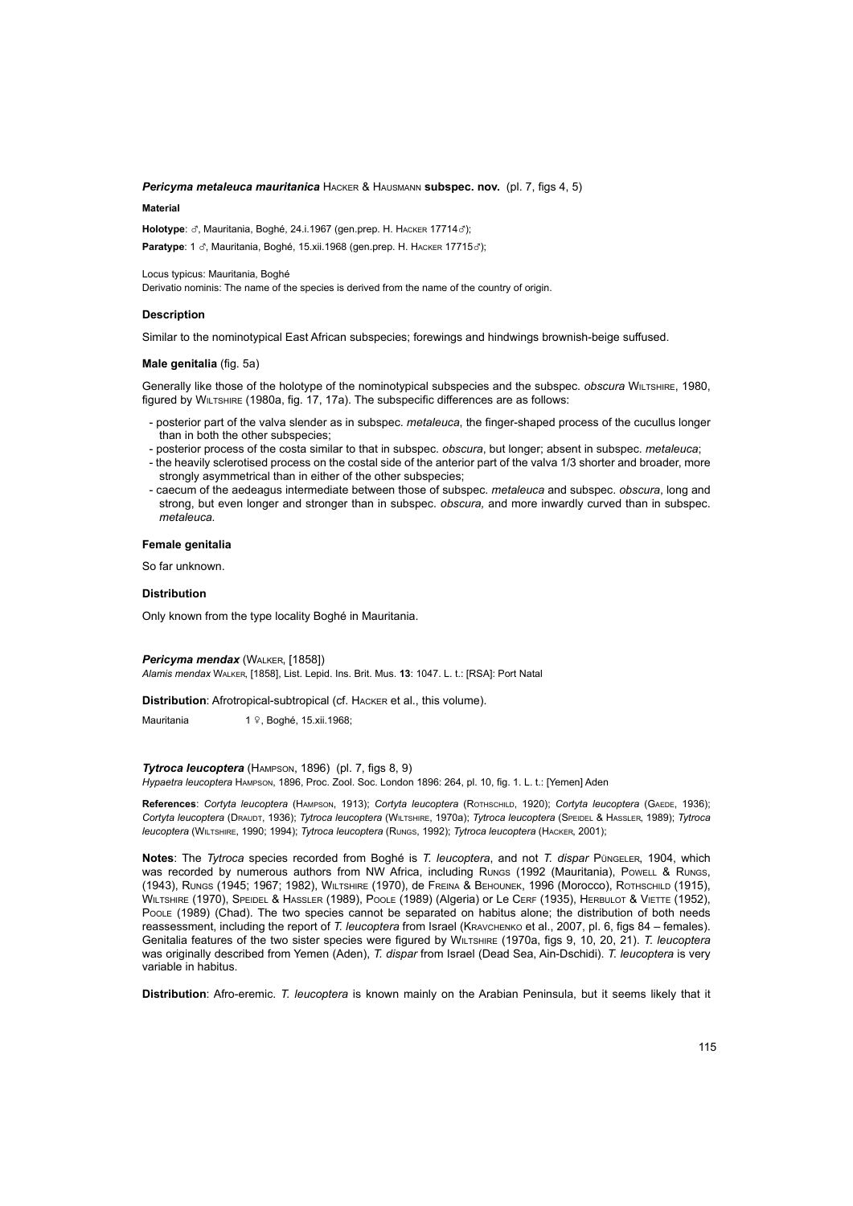***Pericyma metaleuca mauritanica*** Hacker & Hausmann **subspec. nov.** (pl. 7, figs 4, 5)

**Material**

**Holotype**: ♂, Mauritania, Boghé, 24.i.1967 (gen.prep. H. Hacker 17714♂);

**Paratype**: 1 ♂, Mauritania, Boghé, 15.xii.1968 (gen.prep. H. Hacker 17715♂);

Locus typicus: Mauritania, Boghé

Derivatio nominis: The name of the species is derived from the name of the country of origin.

### Description

Similar to the nominotypical East African subspecies; forewings and hindwings brownish-beige suffused.

### Male genitalia (fig. 5a)

Generally like those of the holotype of the nominotypical subspecies and the subspec. *obscura* Wiltshire, 1980, figured by Wiltshire (1980a, fig. 17, 17a). The subspecific differences are as follows:

- posterior part of the valva slender as in subspec. *metaleuca*, the finger-shaped process of the cucullus longer than in both the other subspecies;
- posterior process of the costa similar to that in subspec. *obscura*, but longer; absent in subspec. *metaleuca*;
- the heavily sclerotised process on the costal side of the anterior part of the valva 1/3 shorter and broader, more strongly asymmetrical than in either of the other subspecies;
- caecum of the aedeagus intermediate between those of subspec. *metaleuca* and subspec. *obscura*, long and strong, but even longer and stronger than in subspec. *obscura,* and more inwardly curved than in subspec. *metaleuca.*

### Female genitalia

So far unknown.

### Distribution

Only known from the type locality Boghé in Mauritania.

***Pericyma mendax*** (Walker, [1858])

*Alamis mendax* Walker, [1858], List. Lepid. Ins. Brit. Mus. **13**: 1047. L. t.: [RSA]: Port Natal

**Distribution**: Afrotropical-subtropical (cf. Hacker et al., this volume).

Mauritania 1 ♀, Boghé, 15.xii.1968;

***Tytroca leucoptera*** (Hampson, 1896) (pl. 7, figs 8, 9)

*Hypaetra leucoptera* Hampson, 1896, Proc. Zool. Soc. London 1896: 264, pl. 10, fig. 1. L. t.: [Yemen] Aden

**References**: *Cortyta leucoptera* (Hampson, 1913); *Cortyta leucoptera* (Rothschild, 1920); *Cortyta leucoptera* (Gaede, 1936); *Cortyta leucoptera* (Draudt, 1936); *Tytroca leucoptera* (Wiltshire, 1970a); *Tytroca leucoptera* (Speidel & Hassler, 1989); *Tytroca leucoptera* (Wiltshire, 1990; 1994); *Tytroca leucoptera* (Rungs, 1992); *Tytroca leucoptera* (Hacker, 2001);

**Notes**: The *Tytroca* species recorded from Boghé is *T. leucoptera*, and not *T. dispar* Püngeler, 1904, which was recorded by numerous authors from NW Africa, including Rungs (1992 (Mauritania), Powell & Rungs, (1943), Rungs (1945; 1967; 1982), Wiltshire (1970), de Freina & Behounek, 1996 (Morocco), Rothschild (1915), Wiltshire (1970), Speidel & Hassler (1989), Poole (1989) (Algeria) or Le Cerf (1935), Herbulot & Viette (1952), Poole (1989) (Chad). The two species cannot be separated on habitus alone; the distribution of both needs reassessment, including the report of *T. leucoptera* from Israel (Kravchenko et al., 2007, pl. 6, figs 84 – females). Genitalia features of the two sister species were figured by Wiltshire (1970a, figs 9, 10, 20, 21). *T. leucoptera* was originally described from Yemen (Aden), *T. dispar* from Israel (Dead Sea, Ain-Dschidi). *T. leucoptera* is very variable in habitus.

**Distribution**: Afro-eremic. *T. leucoptera* is known mainly on the Arabian Peninsula, but it seems likely that it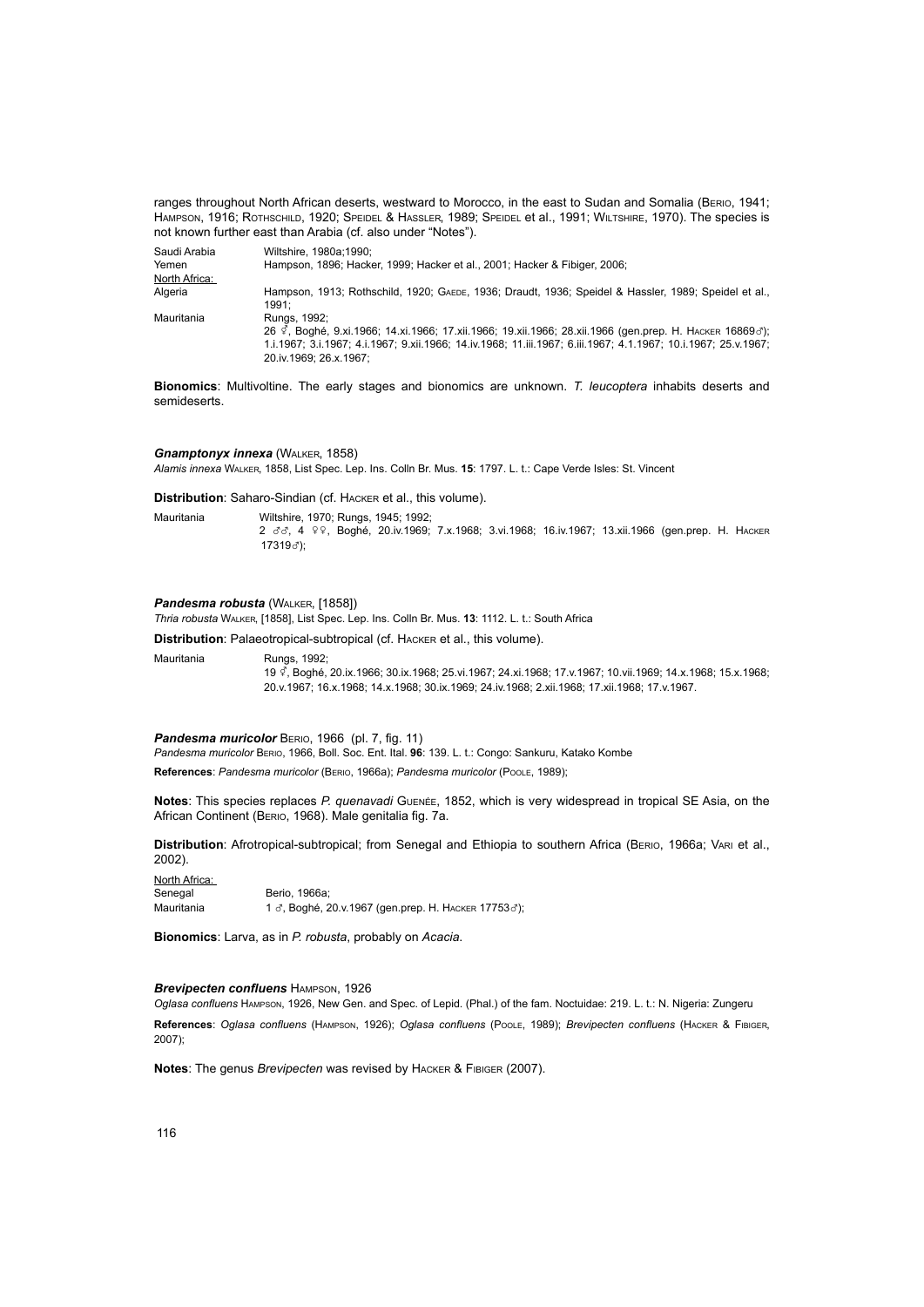ranges throughout North African deserts, westward to Morocco, in the east to Sudan and Somalia (Berio, 1941; Hampson, 1916; Rothschild, 1920; Speidel & Hassler, 1989; Speidel et al., 1991; Wiltshire, 1970). The species is not known further east than Arabia (cf. also under "Notes").

| | |
|---|---|
| Saudi Arabia | Wiltshire, 1980a;1990; |
| Yemen | Hampson, 1896; Hacker, 1999; Hacker et al., 2001; Hacker & Fibiger, 2006; |
| North Africa: | |
| Algeria | Hampson, 1913; Rothschild, 1920; Gaede, 1936; Draudt, 1936; Speidel & Hassler, 1989; Speidel et al., 1991; |
| Mauritania | Rungs, 1992; 26 ♂, Boghé, 9.xi.1966; 14.xi.1966; 17.xii.1966; 19.xii.1966; 28.xii.1966 (gen.prep. H. Hacker 16869♂); 1.i.1967; 3.i.1967; 4.i.1967; 9.xii.1966; 14.iv.1968; 11.iii.1967; 6.iii.1967; 4.1.1967; 10.i.1967; 25.v.1967; 20.iv.1969; 26.x.1967; |

**Bionomics**: Multivoltine. The early stages and bionomics are unknown. *T. leucoptera* inhabits deserts and semideserts.

### *Gnamptonyx innexa* (Walker, 1858)

*Alamis innexa* Walker, 1858, List Spec. Lep. Ins. Colln Br. Mus. **15**: 1797. L. t.: Cape Verde Isles: St. Vincent

**Distribution**: Saharo-Sindian (cf. Hacker et al., this volume).

| | |
|---|---|
| Mauritania | Wiltshire, 1970; Rungs, 1945; 1992; 2 ♂♂, 4 ♀♀, Boghé, 20.iv.1969; 7.x.1968; 3.vi.1968; 16.iv.1967; 13.xii.1966 (gen.prep. H. Hacker 17319♂); |

### *Pandesma robusta* (Walker, [1858])

*Thria robusta* Walker, [1858], List Spec. Lep. Ins. Colln Br. Mus. **13**: 1112. L. t.: South Africa

**Distribution**: Palaeotropical-subtropical (cf. Hacker et al., this volume).

| | |
|---|---|
| Mauritania | Rungs, 1992; 19 ♂, Boghé, 20.ix.1966; 30.ix.1968; 25.vi.1967; 24.xi.1968; 17.v.1967; 10.vii.1969; 14.x.1968; 15.x.1968; 20.v.1967; 16.x.1968; 14.x.1968; 30.ix.1969; 24.iv.1968; 2.xii.1968; 17.xii.1968; 17.v.1967. |

### *Pandesma muricolor* Berio, 1966 (pl. 7, fig. 11)

*Pandesma muricolor* Berio, 1966, Boll. Soc. Ent. Ital. **96**: 139. L. t.: Congo: Sankuru, Katako Kombe

**References**: *Pandesma muricolor* (Berio, 1966a); *Pandesma muricolor* (Poole, 1989);

**Notes**: This species replaces *P. quenavadi* Guenée, 1852, which is very widespread in tropical SE Asia, on the African Continent (Berio, 1968). Male genitalia fig. 7a.

**Distribution**: Afrotropical-subtropical; from Senegal and Ethiopia to southern Africa (Berio, 1966a; Vari et al., 2002).

| | |
|---|---|
| North Africa: | |
| Senegal | Berio, 1966a; |
| Mauritania | 1 ♂, Boghé, 20.v.1967 (gen.prep. H. Hacker 17753♂); |

**Bionomics**: Larva, as in *P. robusta*, probably on *Acacia*.

### *Brevipecten confluens* Hampson, 1926

*Oglasa confluens* Hampson, 1926, New Gen. and Spec. of Lepid. (Phal.) of the fam. Noctuidae: 219. L. t.: N. Nigeria: Zungeru

**References**: *Oglasa confluens* (Hampson, 1926); *Oglasa confluens* (Poole, 1989); *Brevipecten confluens* (Hacker & Fibiger, 2007);

**Notes**: The genus *Brevipecten* was revised by Hacker & Fibiger (2007).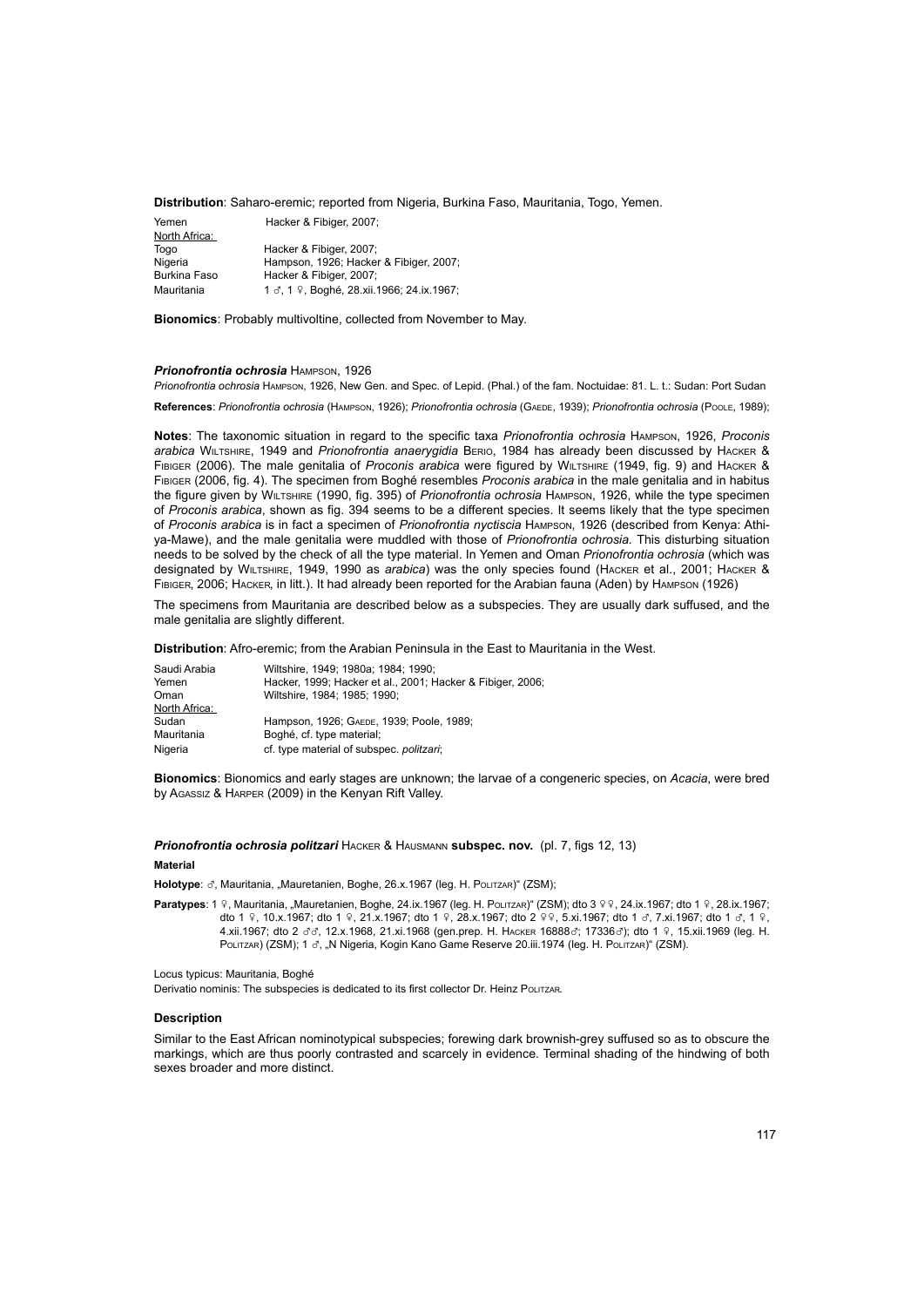**Distribution**: Saharo-eremic; reported from Nigeria, Burkina Faso, Mauritania, Togo, Yemen.

| | |
|---|---|
| Yemen | Hacker & Fibiger, 2007; |
| North Africa: | |
| Togo | Hacker & Fibiger, 2007; |
| Nigeria | Hampson, 1926; Hacker & Fibiger, 2007; |
| Burkina Faso | Hacker & Fibiger, 2007; |
| Mauritania | 1 ♂, 1 ♀, Boghé, 28.xii.1966; 24.ix.1967; |

**Bionomics**: Probably multivoltine, collected from November to May.

### *Prionofrontia ochrosia* Hampson, 1926

*Prionofrontia ochrosia* Hampson, 1926, New Gen. and Spec. of Lepid. (Phal.) of the fam. Noctuidae: 81. L. t.: Sudan: Port Sudan

**References**: *Prionofrontia ochrosia* (Hampson, 1926); *Prionofrontia ochrosia* (Gaede, 1939); *Prionofrontia ochrosia* (Poole, 1989);

**Notes**: The taxonomic situation in regard to the specific taxa *Prionofrontia ochrosia* Hampson, 1926, *Proconis arabica* Wiltshire, 1949 and *Prionofrontia anaerygidia* Berio, 1984 has already been discussed by Hacker & Fibiger (2006). The male genitalia of *Proconis arabica* were figured by Wiltshire (1949, fig. 9) and Hacker & Fibiger (2006, fig. 4). The specimen from Boghé resembles *Proconis arabica* in the male genitalia and in habitus the figure given by Wiltshire (1990, fig. 395) of *Prionofrontia ochrosia* Hampson, 1926, while the type specimen of *Proconis arabica*, shown as fig. 394 seems to be a different species. It seems likely that the type specimen of *Proconis arabica* is in fact a specimen of *Prionofrontia nyctiscia* Hampson, 1926 (described from Kenya: Athi-ya-Mawe), and the male genitalia were muddled with those of *Prionofrontia ochrosia*. This disturbing situation needs to be solved by the check of all the type material. In Yemen and Oman *Prionofrontia ochrosia* (which was designated by Wiltshire, 1949, 1990 as *arabica*) was the only species found (Hacker et al., 2001; Hacker & Fibiger, 2006; Hacker, in litt.). It had already been reported for the Arabian fauna (Aden) by Hampson (1926)

The specimens from Mauritania are described below as a subspecies. They are usually dark suffused, and the male genitalia are slightly different.

**Distribution**: Afro-eremic; from the Arabian Peninsula in the East to Mauritania in the West.

| | |
|---|---|
| Saudi Arabia | Wiltshire, 1949; 1980a; 1984; 1990; |
| Yemen | Hacker, 1999; Hacker et al., 2001; Hacker & Fibiger, 2006; |
| Oman | Wiltshire, 1984; 1985; 1990; |
| North Africa: | |
| Sudan | Hampson, 1926; Gaede, 1939; Poole, 1989; |
| Mauritania | Boghé, cf. type material; |
| Nigeria | cf. type material of subspec. *politzari*; |

**Bionomics**: Bionomics and early stages are unknown; the larvae of a congeneric species, on *Acacia*, were bred by Agassiz & Harper (2009) in the Kenyan Rift Valley.

### *Prionofrontia ochrosia politzari* Hacker & Hausmann **subspec. nov.** (pl. 7, figs 12, 13)

**Material**

**Holotype**: ♂, Mauritania, „Mauretanien, Boghe, 26.x.1967 (leg. H. Politzar)" (ZSM);

**Paratypes**: 1 ♀, Mauritania, „Mauretanien, Boghe, 24.ix.1967 (leg. H. Politzar)" (ZSM); dto 3 ♀♀, 24.ix.1967; dto 1 ♀, 28.ix.1967; dto 1 ♀, 10.x.1967; dto 1 ♀, 21.x.1967; dto 1 ♀, 28.x.1967; dto 2 ♀♀, 5.xi.1967; dto 1 ♂, 7.xi.1967; dto 1 ♂, 1 ♀, 4.xii.1967; dto 2 ♂♂, 12.x.1968, 21.xi.1968 (gen.prep. H. Hacker 16888♂; 17336♂); dto 1 ♀, 15.xii.1969 (leg. H. Politzar) (ZSM); 1 ♂, „N Nigeria, Kogin Kano Game Reserve 20.iii.1974 (leg. H. Politzar)" (ZSM).

Locus typicus: Mauritania, Boghé

Derivatio nominis: The subspecies is dedicated to its first collector Dr. Heinz Politzar.

#### Description

Similar to the East African nominotypical subspecies; forewing dark brownish-grey suffused so as to obscure the markings, which are thus poorly contrasted and scarcely in evidence. Terminal shading of the hindwing of both sexes broader and more distinct.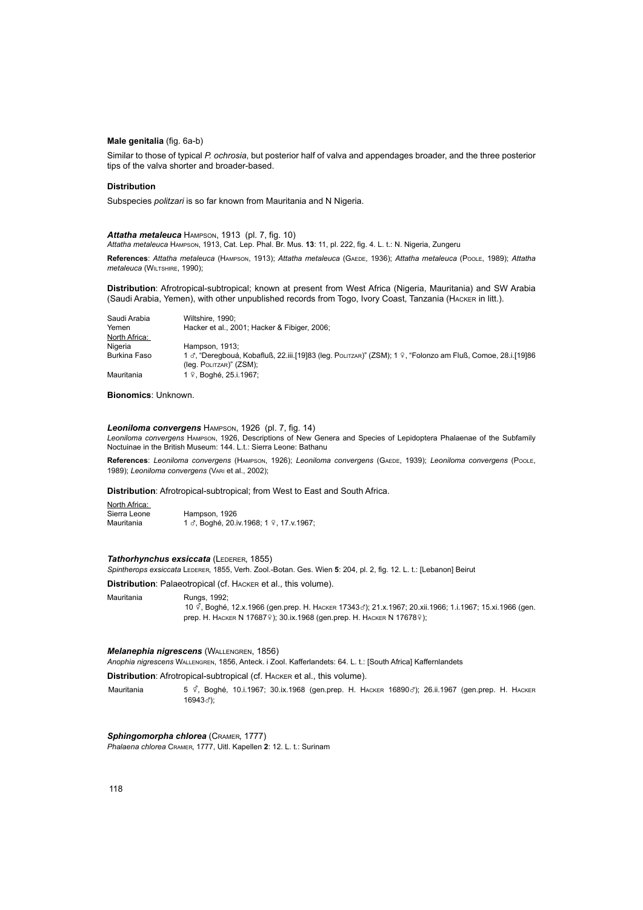**Male genitalia** (fig. 6a-b)

Similar to those of typical *P. ochrosia*, but posterior half of valva and appendages broader, and the three posterior tips of the valva shorter and broader-based.

**Distribution**

Subspecies *politzari* is so far known from Mauritania and N Nigeria.

***Attatha metaleuca*** Hampson, 1913 (pl. 7, fig. 10)

*Attatha metaleuca* Hampson, 1913, Cat. Lep. Phal. Br. Mus. **13**: 11, pl. 222, fig. 4. L. t.: N. Nigeria, Zungeru

**References**: *Attatha metaleuca* (Hampson, 1913); *Attatha metaleuca* (Gaede, 1936); *Attatha metaleuca* (Poole, 1989); *Attatha metaleuca* (Wiltshire, 1990);

**Distribution**: Afrotropical-subtropical; known at present from West Africa (Nigeria, Mauritania) and SW Arabia (Saudi Arabia, Yemen), with other unpublished records from Togo, Ivory Coast, Tanzania (Hacker in litt.).

| | |
|---|---|
| Saudi Arabia | Wiltshire, 1990; |
| Yemen | Hacker et al., 2001; Hacker & Fibiger, 2006; |
| North Africa: | |
| Nigeria | Hampson, 1913; |
| Burkina Faso | 1 ♂, "Deregbouá, Kobafluß, 22.iii.[19]83 (leg. Politzar)" (ZSM); 1 ♀, "Folonzo am Fluß, Comoe, 28.i.[19]86 (leg. Politzar)" (ZSM); |
| Mauritania | 1 ♀, Boghé, 25.i.1967; |

**Bionomics**: Unknown.

***Leoniloma convergens*** Hampson, 1926 (pl. 7, fig. 14)

*Leoniloma convergens* Hampson, 1926, Descriptions of New Genera and Species of Lepidoptera Phalaenae of the Subfamily Noctuinae in the British Museum: 144. L.t.: Sierra Leone: Bathanu

**References**: *Leoniloma convergens* (Hampson, 1926); *Leoniloma convergens* (Gaede, 1939); *Leoniloma convergens* (Poole, 1989); *Leoniloma convergens* (Vari et al., 2002);

**Distribution**: Afrotropical-subtropical; from West to East and South Africa.

| | |
|---|---|
| North Africa: | |
| Sierra Leone | Hampson, 1926 |
| Mauritania | 1 ♂, Boghé, 20.iv.1968; 1 ♀, 17.v.1967; |

***Tathorhynchus exsiccata*** (Lederer, 1855)

*Spintherops exsiccata* Lederer, 1855, Verh. Zool.-Botan. Ges. Wien **5**: 204, pl. 2, fig. 12. L. t.: [Lebanon] Beirut

**Distribution**: Palaeotropical (cf. Hacker et al., this volume).

| | |
|---|---|
| Mauritania | Rungs, 1992; 10 ⚥, Boghé, 12.x.1966 (gen.prep. H. Hacker 17343♂); 21.x.1967; 20.xii.1966; 1.i.1967; 15.xi.1966 (gen. prep. H. Hacker N 17687♀); 30.ix.1968 (gen.prep. H. Hacker N 17678♀); |

***Melanephia nigrescens*** (Wallengren, 1856)

*Anophia nigrescens* Wallengren, 1856, Anteck. i Zool. Kafferlandets: 64. L. t.: [South Africa] Kaffernlandets

**Distribution**: Afrotropical-subtropical (cf. Hacker et al., this volume).

| | |
|---|---|
| Mauritania | 5 ⚥, Boghé, 10.i.1967; 30.ix.1968 (gen.prep. H. Hacker 16890♂); 26.ii.1967 (gen.prep. H. Hacker 16943♂); |

***Sphingomorpha chlorea*** (Cramer, 1777)

*Phalaena chlorea* Cramer, 1777, Uitl. Kapellen **2**: 12. L. t.: Surinam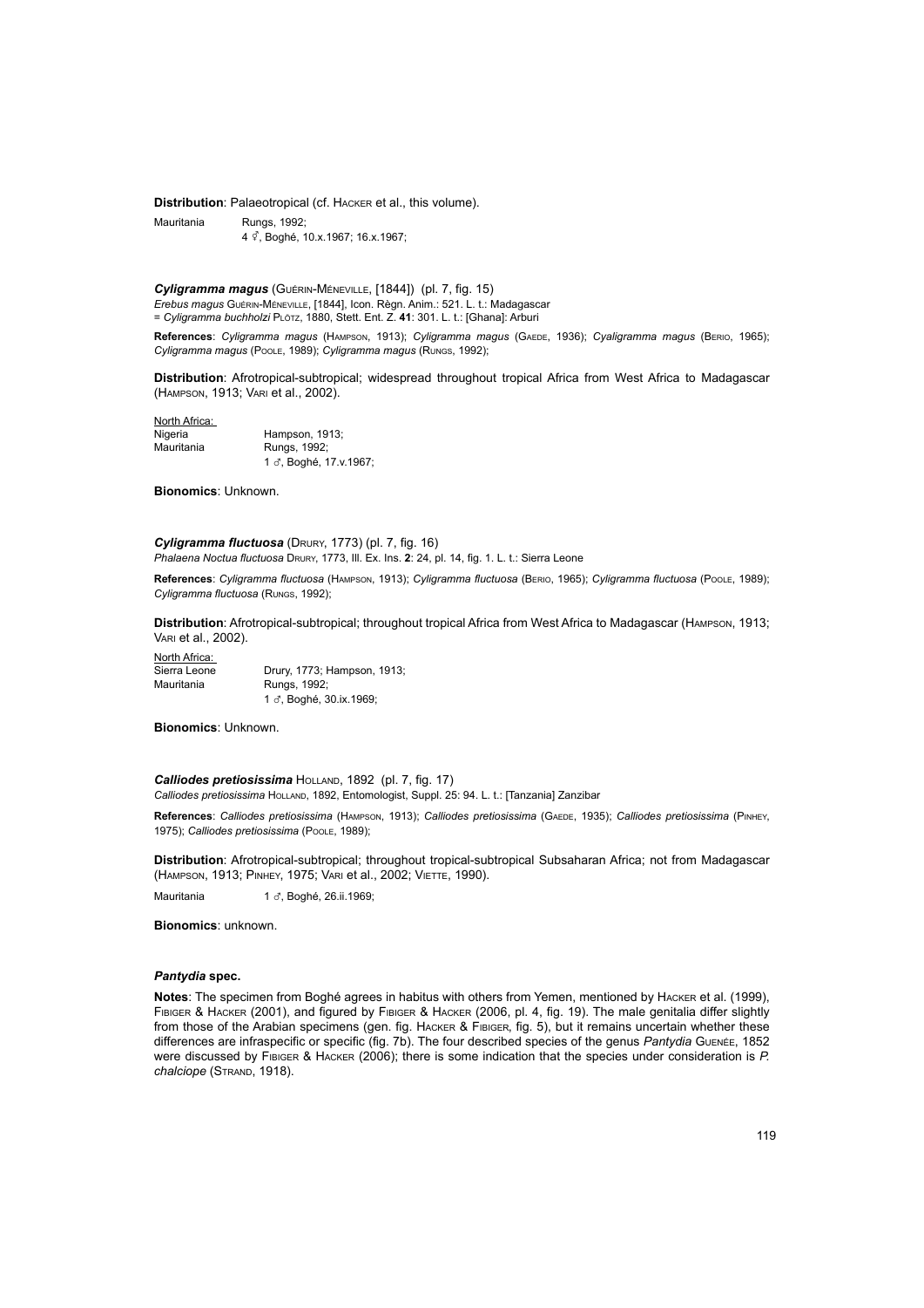**Distribution**: Palaeotropical (cf. Hacker et al., this volume).

| | |
|---|---|
| Mauritania | Rungs, 1992; |
| | 4 ♂, Boghé, 10.x.1967; 16.x.1967; |

### *Cyligramma magus* (Guérin-Méneville, [1844]) (pl. 7, fig. 15)

*Erebus magus* Guérin-Méneville, [1844], Icon. Règn. Anim.: 521. L. t.: Madagascar
= *Cyligramma buchholzi* Plötz, 1880, Stett. Ent. Z. **41**: 301. L. t.: [Ghana]: Arburi

**References**: *Cyligramma magus* (Hampson, 1913); *Cyligramma magus* (Gaede, 1936); *Cyaligramma magus* (Berio, 1965); *Cyligramma magus* (Poole, 1989); *Cyligramma magus* (Rungs, 1992);

**Distribution**: Afrotropical-subtropical; widespread throughout tropical Africa from West Africa to Madagascar (Hampson, 1913; Vari et al., 2002).

North Africa:

| | |
|---|---|
| Nigeria | Hampson, 1913; |
| Mauritania | Rungs, 1992; |
| | 1 ♂, Boghé, 17.v.1967; |

**Bionomics**: Unknown.

### *Cyligramma fluctuosa* (Drury, 1773) (pl. 7, fig. 16)

*Phalaena Noctua fluctuosa* Drury, 1773, Ill. Ex. Ins. **2**: 24, pl. 14, fig. 1. L. t.: Sierra Leone

**References**: *Cyligramma fluctuosa* (Hampson, 1913); *Cyligramma fluctuosa* (Berio, 1965); *Cyligramma fluctuosa* (Poole, 1989); *Cyligramma fluctuosa* (Rungs, 1992);

**Distribution**: Afrotropical-subtropical; throughout tropical Africa from West Africa to Madagascar (Hampson, 1913; Vari et al., 2002).

North Africa:

| | |
|---|---|
| Sierra Leone | Drury, 1773; Hampson, 1913; |
| Mauritania | Rungs, 1992; |
| | 1 ♂, Boghé, 30.ix.1969; |

**Bionomics**: Unknown.

### *Calliodes pretiosissima* Holland, 1892 (pl. 7, fig. 17)

*Calliodes pretiosissima* Holland, 1892, Entomologist, Suppl. 25: 94. L. t.: [Tanzania] Zanzibar

**References**: *Calliodes pretiosissima* (Hampson, 1913); *Calliodes pretiosissima* (Gaede, 1935); *Calliodes pretiosissima* (Pinhey, 1975); *Calliodes pretiosissima* (Poole, 1989);

**Distribution**: Afrotropical-subtropical; throughout tropical-subtropical Subsaharan Africa; not from Madagascar (Hampson, 1913; Pinhey, 1975; Vari et al., 2002; Viette, 1990).

| | |
|---|---|
| Mauritania | 1 ♂, Boghé, 26.ii.1969; |

**Bionomics**: unknown.

### *Pantydia* spec.

**Notes**: The specimen from Boghé agrees in habitus with others from Yemen, mentioned by Hacker et al. (1999), Fibiger & Hacker (2001), and figured by Fibiger & Hacker (2006, pl. 4, fig. 19). The male genitalia differ slightly from those of the Arabian specimens (gen. fig. Hacker & Fibiger, fig. 5), but it remains uncertain whether these differences are infraspecific or specific (fig. 7b). The four described species of the genus *Pantydia* Guenée, 1852 were discussed by Fibiger & Hacker (2006); there is some indication that the species under consideration is *P. chalciope* (Strand, 1918).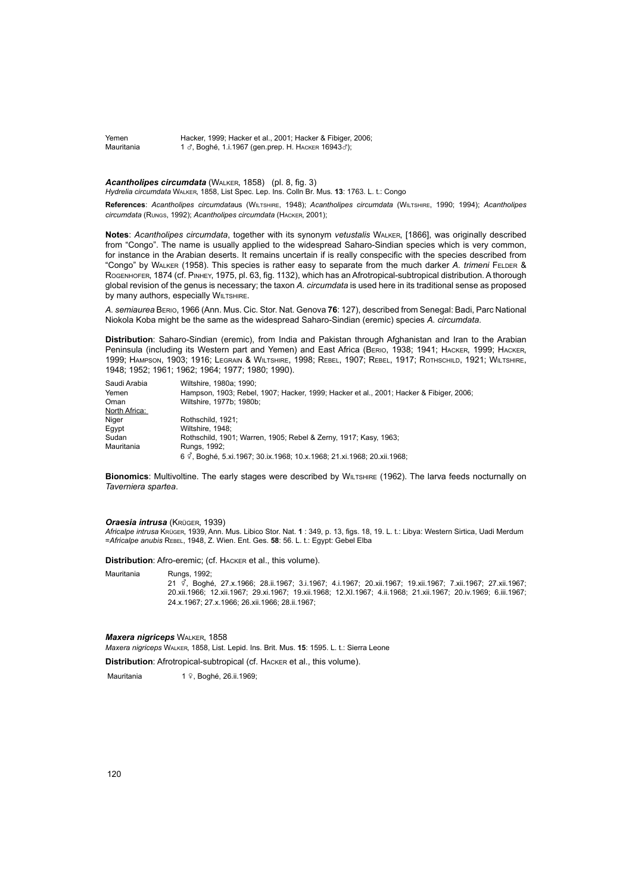| | |
|---|---|
| Yemen | Hacker, 1999; Hacker et al., 2001; Hacker & Fibiger, 2006; |
| Mauritania | 1 ♂, Boghé, 1.i.1967 (gen.prep. H. Hacker 16943♂); |

### *Acantholipes circumdata* (Walker, 1858) (pl. 8, fig. 3)

*Hydrelia circumdata* Walker, 1858, List Spec. Lep. Ins. Colln Br. Mus. **13**: 1763. L. t.: Congo

**References**: *Acantholipes circumdata*us (Wiltshire, 1948); *Acantholipes circumdata* (Wiltshire, 1990; 1994); *Acantholipes circumdata* (Rungs, 1992); *Acantholipes circumdata* (Hacker, 2001);

**Notes**: *Acantholipes circumdata*, together with its synonym *vetustalis* Walker, [1866], was originally described from "Congo". The name is usually applied to the widespread Saharo-Sindian species which is very common, for instance in the Arabian deserts. It remains uncertain if is really conspecific with the species described from "Congo" by Walker (1958). This species is rather easy to separate from the much darker *A. trimeni* Felder & Rogenhofer, 1874 (cf. Pinhey, 1975, pl. 63, fig. 1132), which has an Afrotropical-subtropical distribution. A thorough global revision of the genus is necessary; the taxon *A. circumdata* is used here in its traditional sense as proposed by many authors, especially Wiltshire.

*A. semiaurea* Berio, 1966 (Ann. Mus. Cic. Stor. Nat. Genova **76**: 127), described from Senegal: Badi, Parc National Niokola Koba might be the same as the widespread Saharo-Sindian (eremic) species *A. circumdata*.

**Distribution**: Saharo-Sindian (eremic), from India and Pakistan through Afghanistan and Iran to the Arabian Peninsula (including its Western part and Yemen) and East Africa (Berio, 1938; 1941; Hacker, 1999; Hacker, 1999; Hampson, 1903; 1916; Legrain & Wiltshire, 1998; Rebel, 1907; Rebel, 1917; Rothschild, 1921; Wiltshire, 1948; 1952; 1961; 1962; 1964; 1977; 1980; 1990).

| | |
|---|---|
| Saudi Arabia | Wiltshire, 1980a; 1990; |
| Yemen | Hampson, 1903; Rebel, 1907; Hacker, 1999; Hacker et al., 2001; Hacker & Fibiger, 2006; |
| Oman | Wiltshire, 1977b; 1980b; |
| North Africa: | |
| Niger | Rothschild, 1921; |
| Egypt | Wiltshire, 1948; |
| Sudan | Rothschild, 1901; Warren, 1905; Rebel & Zerny, 1917; Kasy, 1963; |
| Mauritania | Rungs, 1992; |
| | 6 ♂, Boghé, 5.xi.1967; 30.ix.1968; 10.x.1968; 21.xi.1968; 20.xii.1968; |

**Bionomics**: Multivoltine. The early stages were described by Wiltshire (1962). The larva feeds nocturnally on *Taverniera spartea*.

### *Oraesia intrusa* (Krüger, 1939)

*Africalpe intrusa* Krüger, 1939, Ann. Mus. Libico Stor. Nat. **1** : 349, p. 13, figs. 18, 19. L. t.: Libya: Western Sirtica, Uadi Merdum =*Africalpe anubis* Rebel, 1948, Z. Wien. Ent. Ges. **58**: 56. L. t.: Egypt: Gebel Elba

**Distribution**: Afro-eremic; (cf. Hacker et al., this volume).

| | |
|---|---|
| Mauritania | Rungs, 1992; |
| | 21 ♂, Boghé, 27.x.1966; 28.ii.1967; 3.i.1967; 4.i.1967; 20.xii.1967; 19.xii.1967; 7.xii.1967; 27.xii.1967; 20.xii.1966; 12.xii.1967; 29.xi.1967; 19.xii.1968; 12.XI.1967; 4.ii.1968; 21.xii.1967; 20.iv.1969; 6.iii.1967; 24.x.1967; 27.x.1966; 26.xii.1966; 28.ii.1967; |

### *Maxera nigriceps* Walker, 1858

*Maxera nigriceps* Walker, 1858, List. Lepid. Ins. Brit. Mus. **15**: 1595. L. t.: Sierra Leone

**Distribution**: Afrotropical-subtropical (cf. Hacker et al., this volume).

| | |
|---|---|
| Mauritania | 1 ♀, Boghé, 26.ii.1969; |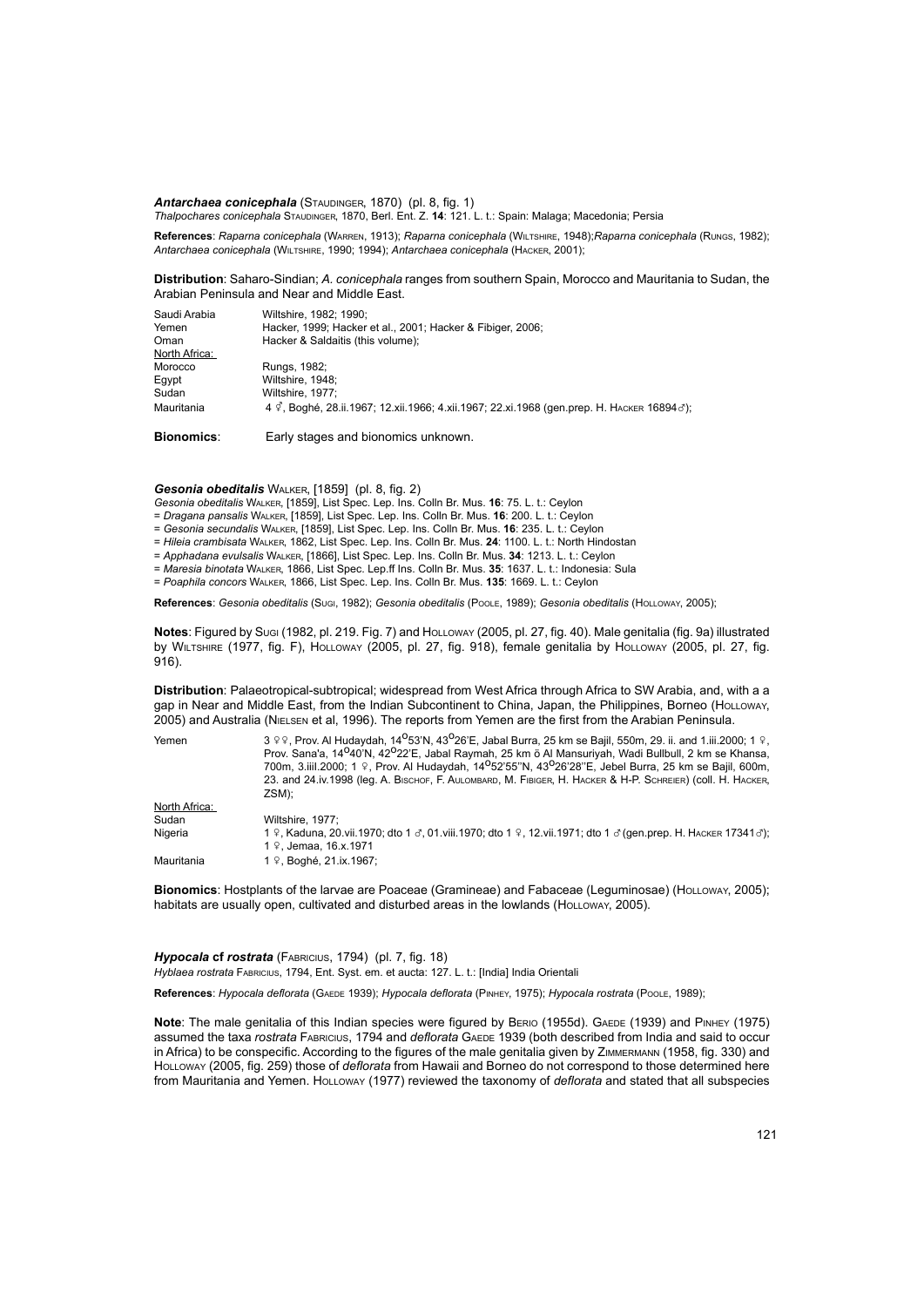***Antarchaea conicephala*** (Staudinger, 1870) (pl. 8, fig. 1)
*Thalpochares conicephala* Staudinger, 1870, Berl. Ent. Z. **14**: 121. L. t.: Spain: Malaga; Macedonia; Persia

**References**: *Raparna conicephala* (Warren, 1913); *Raparna conicephala* (Wiltshire, 1948);*Raparna conicephala* (Rungs, 1982); *Antarchaea conicephala* (Wiltshire, 1990; 1994); *Antarchaea conicephala* (Hacker, 2001);

**Distribution**: Saharo-Sindian; *A. conicephala* ranges from southern Spain, Morocco and Mauritania to Sudan, the Arabian Peninsula and Near and Middle East.

| | |
|---|---|
| Saudi Arabia | Wiltshire, 1982; 1990; |
| Yemen | Hacker, 1999; Hacker et al., 2001; Hacker & Fibiger, 2006; |
| Oman | Hacker & Saldaitis (this volume); |
| North Africa: | |
| Morocco | Rungs, 1982; |
| Egypt | Wiltshire, 1948; |
| Sudan | Wiltshire, 1977; |
| Mauritania | 4 ⚥, Boghé, 28.ii.1967; 12.xii.1966; 4.xii.1967; 22.xi.1968 (gen.prep. H. Hacker 16894♂); |

**Bionomics**: Early stages and bionomics unknown.

***Gesonia obeditalis*** Walker, [1859] (pl. 8, fig. 2)
*Gesonia obeditalis* Walker, [1859], List Spec. Lep. Ins. Colln Br. Mus. **16**: 75. L. t.: Ceylon
= *Dragana pansalis* Walker, [1859], List Spec. Lep. Ins. Colln Br. Mus. **16**: 200. L. t.: Ceylon
= *Gesonia secundalis* Walker, [1859], List Spec. Lep. Ins. Colln Br. Mus. **16**: 235. L. t.: Ceylon
= *Hileia crambisata* Walker, 1862, List Spec. Lep. Ins. Colln Br. Mus. **24**: 1100. L. t.: North Hindostan
= *Apphadana evulsalis* Walker, [1866], List Spec. Lep. Ins. Colln Br. Mus. **34**: 1213. L. t.: Ceylon
= *Maresia binotata* Walker, 1866, List Spec. Lep.ff Ins. Colln Br. Mus. **35**: 1637. L. t.: Indonesia: Sula
= *Poaphila concors* Walker, 1866, List Spec. Lep. Ins. Colln Br. Mus. **135**: 1669. L. t.: Ceylon

**References**: *Gesonia obeditalis* (Sugi, 1982); *Gesonia obeditalis* (Poole, 1989); *Gesonia obeditalis* (Holloway, 2005);

**Notes**: Figured by Sugi (1982, pl. 219. Fig. 7) and Holloway (2005, pl. 27, fig. 40). Male genitalia (fig. 9a) illustrated by Wiltshire (1977, fig. F), Holloway (2005, pl. 27, fig. 918), female genitalia by Holloway (2005, pl. 27, fig. 916).

**Distribution**: Palaeotropical-subtropical; widespread from West Africa through Africa to SW Arabia, and, with a a gap in Near and Middle East, from the Indian Subcontinent to China, Japan, the Philippines, Borneo (Holloway, 2005) and Australia (Nielsen et al, 1996). The reports from Yemen are the first from the Arabian Peninsula.

| | |
|---|---|
| Yemen | 3 ♀♀, Prov. Al Hudaydah, 14°53'N, 43°26'E, Jabal Burra, 25 km se Bajil, 550m, 29. ii. and 1.iii.2000; 1 ♀, Prov. Sana'a, 14°40'N, 42°22'E, Jabal Raymah, 25 km ö Al Mansuriyah, Wadi Bullbull, 2 km se Khansa, 700m, 3.iiil.2000; 1 ♀, Prov. Al Hudaydah, 14°52'55''N, 43°26'28''E, Jebel Burra, 25 km se Bajil, 600m, 23. and 24.iv.1998 (leg. A. Bischof, F. Aulombard, M. Fibiger, H. Hacker & H-P. Schreier) (coll. H. Hacker, ZSM); |
| North Africa: | |
| Sudan | Wiltshire, 1977; |
| Nigeria | 1 ♀, Kaduna, 20.vii.1970; dto 1 ♂, 01.viii.1970; dto 1 ♀, 12.vii.1971; dto 1 ♂ (gen.prep. H. Hacker 17341♂); 1 ♀, Jemaa, 16.x.1971 |
| Mauritania | 1 ♀, Boghé, 21.ix.1967; |

**Bionomics**: Hostplants of the larvae are Poaceae (Gramineae) and Fabaceae (Leguminosae) (Holloway, 2005); habitats are usually open, cultivated and disturbed areas in the lowlands (Holloway, 2005).

***Hypocala* cf *rostrata*** (Fabricius, 1794) (pl. 7, fig. 18)
*Hyblaea rostrata* Fabricius, 1794, Ent. Syst. em. et aucta: 127. L. t.: [India] India Orientali

**References**: *Hypocala deflorata* (Gaede 1939); *Hypocala deflorata* (Pinhey, 1975); *Hypocala rostrata* (Poole, 1989);

**Note**: The male genitalia of this Indian species were figured by Berio (1955d). Gaede (1939) and Pinhey (1975) assumed the taxa *rostrata* Fabricius, 1794 and *deflorata* Gaede 1939 (both described from India and said to occur in Africa) to be conspecific. According to the figures of the male genitalia given by Zimmermann (1958, fig. 330) and Holloway (2005, fig. 259) those of *deflorata* from Hawaii and Borneo do not correspond to those determined here from Mauritania and Yemen. Holloway (1977) reviewed the taxonomy of *deflorata* and stated that all subspecies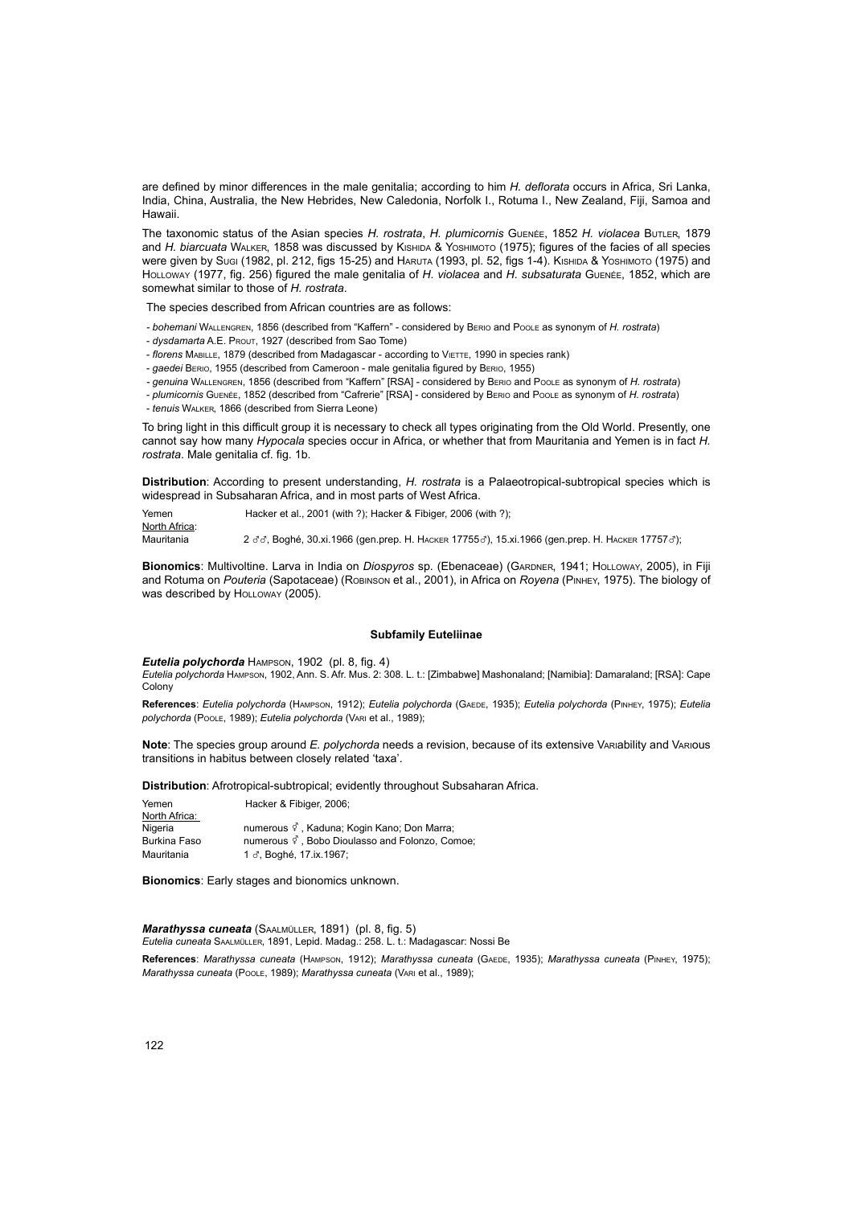are defined by minor differences in the male genitalia; according to him *H. deflorata* occurs in Africa, Sri Lanka, India, China, Australia, the New Hebrides, New Caledonia, Norfolk I., Rotuma I., New Zealand, Fiji, Samoa and Hawaii.

The taxonomic status of the Asian species *H. rostrata*, *H. plumicornis* Guenée, 1852 *H. violacea* Butler, 1879 and *H. biarcuata* Walker, 1858 was discussed by Kishida & Yoshimoto (1975); figures of the facies of all species were given by Sugi (1982, pl. 212, figs 15-25) and Haruta (1993, pl. 52, figs 1-4). Kishida & Yoshimoto (1975) and Holloway (1977, fig. 256) figured the male genitalia of *H. violacea* and *H. subsaturata* Guenée, 1852, which are somewhat similar to those of *H. rostrata*.

The species described from African countries are as follows:

- *bohemani* Wallengren, 1856 (described from "Kaffern" - considered by Berio and Poole as synonym of *H. rostrata*)
- *dysdamarta* A.E. Prout, 1927 (described from Sao Tome)
- *florens* Mabille, 1879 (described from Madagascar - according to Viette, 1990 in species rank)
- *gaedei* Berio, 1955 (described from Cameroon - male genitalia figured by Berio, 1955)
- *genuina* Wallengren, 1856 (described from "Kaffern" [RSA] - considered by Berio and Poole as synonym of *H. rostrata*)
- *plumicornis* Guenée, 1852 (described from "Cafrerie" [RSA] - considered by Berio and Poole as synonym of *H. rostrata*)
- *tenuis* Walker, 1866 (described from Sierra Leone)

To bring light in this difficult group it is necessary to check all types originating from the Old World. Presently, one cannot say how many *Hypocala* species occur in Africa, or whether that from Mauritania and Yemen is in fact *H. rostrata*. Male genitalia cf. fig. 1b.

**Distribution**: According to present understanding, *H. rostrata* is a Palaeotropical-subtropical species which is widespread in Subsaharan Africa, and in most parts of West Africa.

Yemen — Hacker et al., 2001 (with ?); Hacker & Fibiger, 2006 (with ?);

North Africa:

Mauritania — 2 ♂♂, Boghé, 30.xi.1966 (gen.prep. H. Hacker 17755♂), 15.xi.1966 (gen.prep. H. Hacker 17757♂);

**Bionomics**: Multivoltine. Larva in India on *Diospyros* sp. (Ebenaceae) (Gardner, 1941; Holloway, 2005), in Fiji and Rotuma on *Pouteria* (Sapotaceae) (Robinson et al., 2001), in Africa on *Royena* (Pinhey, 1975). The biology of was described by Holloway (2005).

## Subfamily Euteliinae

***Eutelia polychorda*** Hampson, 1902 (pl. 8, fig. 4)

*Eutelia polychorda* Hampson, 1902, Ann. S. Afr. Mus. 2: 308. L. t.: [Zimbabwe] Mashonaland; [Namibia]: Damaraland; [RSA]: Cape Colony

**References**: *Eutelia polychorda* (Hampson, 1912); *Eutelia polychorda* (Gaede, 1935); *Eutelia polychorda* (Pinhey, 1975); *Eutelia polychorda* (Poole, 1989); *Eutelia polychorda* (Vari et al., 1989);

**Note**: The species group around *E. polychorda* needs a revision, because of its extensive Variability and Various transitions in habitus between closely related 'taxa'.

**Distribution**: Afrotropical-subtropical; evidently throughout Subsaharan Africa.

Yemen — Hacker & Fibiger, 2006;

North Africa:

Nigeria — numerous ⚥, Kaduna; Kogin Kano; Don Marra;

Burkina Faso — numerous ⚥, Bobo Dioulasso and Folonzo, Comoe;

Mauritania — 1 ♂, Boghé, 17.ix.1967;

**Bionomics**: Early stages and bionomics unknown.

***Marathyssa cuneata*** (Saalmüller, 1891) (pl. 8, fig. 5)

*Eutelia cuneata* Saalmüller, 1891, Lepid. Madag.: 258. L. t.: Madagascar: Nossi Be

**References**: *Marathyssa cuneata* (Hampson, 1912); *Marathyssa cuneata* (Gaede, 1935); *Marathyssa cuneata* (Pinhey, 1975); *Marathyssa cuneata* (Poole, 1989); *Marathyssa cuneata* (Vari et al., 1989);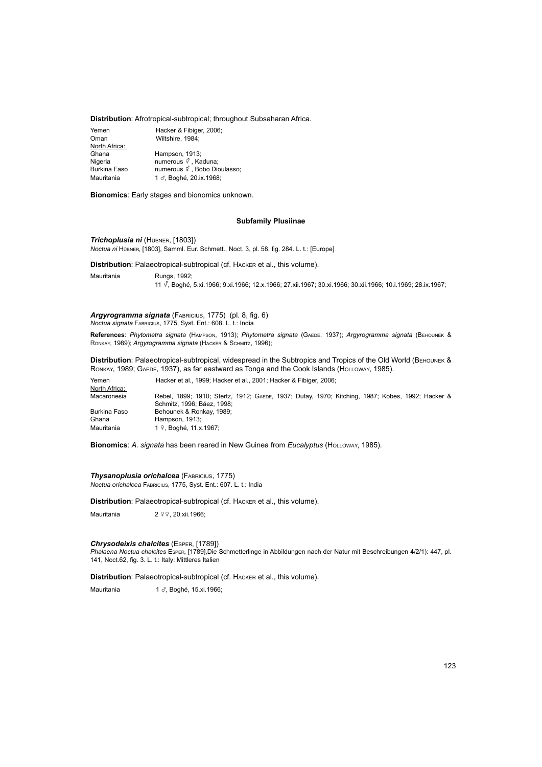**Distribution**: Afrotropical-subtropical; throughout Subsaharan Africa.

| | |
|---|---|
| Yemen | Hacker & Fibiger, 2006; |
| Oman | Wiltshire, 1984; |
| North Africa: | |
| Ghana | Hampson, 1913; |
| Nigeria | numerous ♂, Kaduna; |
| Burkina Faso | numerous ♂, Bobo Dioulasso; |
| Mauritania | 1 ♂, Boghé, 20.ix.1968; |

**Bionomics**: Early stages and bionomics unknown.

#### Subfamily Plusiinae

***Trichoplusia ni*** (Hübner, [1803])
*Noctua ni* Hübner, [1803], Samml. Eur. Schmett., Noct. 3, pl. 58, fig. 284. L. t.: [Europe]

**Distribution**: Palaeotropical-subtropical (cf. Hacker et al., this volume).

| | |
|---|---|
| Mauritania | Rungs, 1992; |
| | 11 ♂, Boghé, 5.xi.1966; 9.xi.1966; 12.x.1966; 27.xii.1967; 30.xi.1966; 30.xii.1966; 10.i.1969; 28.ix.1967; |

***Argyrogramma signata*** (Fabricius, 1775) (pl. 8, fig. 6)
*Noctua signata* Fabricius, 1775, Syst. Ent.: 608. L. t.: India

**References**: *Phytometra signata* (Hampson, 1913); *Phytometra signata* (Gaede, 1937); *Argyrogramma signata* (Behounek & Ronkay, 1989); *Argyrogramma signata* (Hacker & Schmitz, 1996);

**Distribution**: Palaeotropical-subtropical, widespread in the Subtropics and Tropics of the Old World (Behounek & Ronkay, 1989; Gaede, 1937), as far eastward as Tonga and the Cook Islands (Holloway, 1985).

| | |
|---|---|
| Yemen | Hacker et al., 1999; Hacker et al., 2001; Hacker & Fibiger, 2006; |
| North Africa: | |
| Macaronesia | Rebel, 1899; 1910; Stertz, 1912; Gaede, 1937; Dufay, 1970; Kitching, 1987; Kobes, 1992; Hacker & Schmitz, 1996; Báez, 1998; |
| Burkina Faso | Behounek & Ronkay, 1989; |
| Ghana | Hampson, 1913; |
| Mauritania | 1 ♀, Boghé, 11.x.1967; |

**Bionomics**: *A. signata* has been reared in New Guinea from *Eucalyptus* (Holloway, 1985).

***Thysanoplusia orichalcea*** (Fabricius, 1775)
*Noctua orichalcea* Fabricius, 1775, Syst. Ent.: 607. L. t.: India

**Distribution**: Palaeotropical-subtropical (cf. Hacker et al., this volume).

| | |
|---|---|
| Mauritania | 2 ♀♀, 20.xii.1966; |

***Chrysodeixis chalcites*** (Esper, [1789])
*Phalaena Noctua chalcites* Esper, [1789],Die Schmetterlinge in Abbildungen nach der Natur mit Beschreibungen **4**/2/1): 447, pl. 141, Noct.62, fig. 3. L. t.: Italy: Mittleres Italien

**Distribution**: Palaeotropical-subtropical (cf. Hacker et al., this volume).

| | |
|---|---|
| Mauritania | 1 ♂, Boghé, 15.xi.1966; |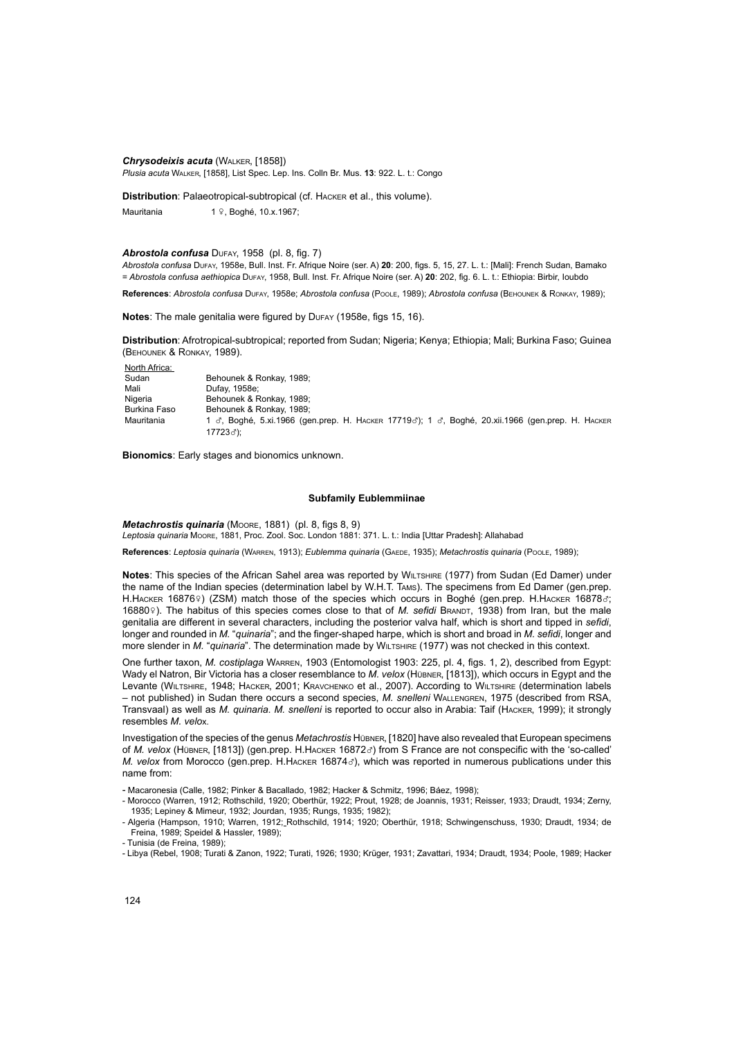***Chrysodeixis acuta*** (Walker, [1858])

*Plusia acuta* Walker, [1858], List Spec. Lep. Ins. Colln Br. Mus. **13**: 922. L. t.: Congo

**Distribution**: Palaeotropical-subtropical (cf. Hacker et al., this volume).

| | |
|---|---|
| Mauritania | 1 ♀, Boghé, 10.x.1967; |

***Abrostola confusa*** Dufay, 1958 (pl. 8, fig. 7)

*Abrostola confusa* Dufay, 1958e, Bull. Inst. Fr. Afrique Noire (ser. A) **20**: 200, figs. 5, 15, 27. L. t.: [Mali]: French Sudan, Bamako
= *Abrostola confusa aethiopica* Dufay, 1958, Bull. Inst. Fr. Afrique Noire (ser. A) **20**: 202, fig. 6. L. t.: Ethiopia: Birbir, Ioubdo

**References**: *Abrostola confusa* Dufay, 1958e; *Abrostola confusa* (Poole, 1989); *Abrostola confusa* (Behounek & Ronkay, 1989);

**Notes**: The male genitalia were figured by Dufay (1958e, figs 15, 16).

**Distribution**: Afrotropical-subtropical; reported from Sudan; Nigeria; Kenya; Ethiopia; Mali; Burkina Faso; Guinea (Behounek & Ronkay, 1989).

| North Africa: | |
|---|---|
| Sudan | Behounek & Ronkay, 1989; |
| Mali | Dufay, 1958e; |
| Nigeria | Behounek & Ronkay, 1989; |
| Burkina Faso | Behounek & Ronkay, 1989; |
| Mauritania | 1 ♂, Boghé, 5.xi.1966 (gen.prep. H. Hacker 17719♂); 1 ♂, Boghé, 20.xii.1966 (gen.prep. H. Hacker 17723♂); |

**Bionomics**: Early stages and bionomics unknown.

#### Subfamily Eublemmiinae

***Metachrostis quinaria*** (Moore, 1881) (pl. 8, figs 8, 9)

*Leptosia quinaria* Moore, 1881, Proc. Zool. Soc. London 1881: 371. L. t.: India [Uttar Pradesh]: Allahabad

**References**: *Leptosia quinaria* (Warren, 1913); *Eublemma quinaria* (Gaede, 1935); *Metachrostis quinaria* (Poole, 1989);

**Notes**: This species of the African Sahel area was reported by Wiltshire (1977) from Sudan (Ed Damer) under the name of the Indian species (determination label by W.H.T. Tams). The specimens from Ed Damer (gen.prep. H.Hacker 16876♀) (ZSM) match those of the species which occurs in Boghé (gen.prep. H.Hacker 16878♂; 16880♀). The habitus of this species comes close to that of *M. sefidi* Brandt, 1938) from Iran, but the male genitalia are different in several characters, including the posterior valva half, which is short and tipped in *sefidi*, longer and rounded in *M.* "*quinaria*"; and the finger-shaped harpe, which is short and broad in *M. sefidi*, longer and more slender in *M.* "*quinaria*". The determination made by Wiltshire (1977) was not checked in this context.

One further taxon, *M. costiplaga* Warren, 1903 (Entomologist 1903: 225, pl. 4, figs. 1, 2), described from Egypt: Wady el Natron, Bir Victoria has a closer resemblance to *M. velox* (Hübner, [1813]), which occurs in Egypt and the Levante (Wiltshire, 1948; Hacker, 2001; Kravchenko et al., 2007). According to Wiltshire (determination labels – not published) in Sudan there occurs a second species, *M. snelleni* Wallengren, 1975 (described from RSA, Transvaal) as well as *M. quinaria*. *M. snelleni* is reported to occur also in Arabia: Taif (Hacker, 1999); it strongly resembles *M. velox*.

Investigation of the species of the genus *Metachrostis* Hübner, [1820] have also revealed that European specimens of *M. velox* (Hübner, [1813]) (gen.prep. H.Hacker 16872♂) from S France are not conspecific with the 'so-called' *M. velox* from Morocco (gen.prep. H.Hacker 16874♂), which was reported in numerous publications under this name from:

- Macaronesia (Calle, 1982; Pinker & Bacallado, 1982; Hacker & Schmitz, 1996; Báez, 1998);
- Morocco (Warren, 1912; Rothschild, 1920; Oberthür, 1922; Prout, 1928; de Joannis, 1931; Reisser, 1933; Draudt, 1934; Zerny, 1935; Lepiney & Mimeur, 1932; Jourdan, 1935; Rungs, 1935; 1982);
- Algeria (Hampson, 1910; Warren, 1912; Rothschild, 1914; 1920; Oberthür, 1918; Schwingenschuss, 1930; Draudt, 1934; de Freina, 1989; Speidel & Hassler, 1989);
- Tunisia (de Freina, 1989);
- Libya (Rebel, 1908; Turati & Zanon, 1922; Turati, 1926; 1930; Krüger, 1931; Zavattari, 1934; Draudt, 1934; Poole, 1989; Hacker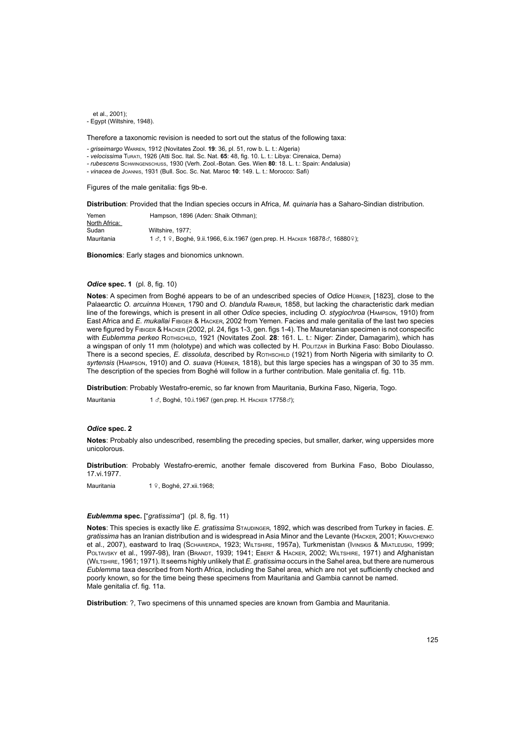et al., 2001);
- Egypt (Wiltshire, 1948).

Therefore a taxonomic revision is needed to sort out the status of the following taxa:

- *griseimargo* Warren, 1912 (Novitates Zool. **19**: 36, pl. 51, row b. L. t.: Algeria)
- *velocissima* Turati, 1926 (Atti Soc. Ital. Sc. Nat. **65**: 48, fig. 10. L. t.: Libya: Cirenaica, Derna)
- *rubescens* Schwingenschuss, 1930 (Verh. Zool.-Botan. Ges. Wien **80**: 18. L. t.: Spain: Andalusia)
- *vinacea* de Joannis, 1931 (Bull. Soc. Sc. Nat. Maroc **10**: 149. L. t.: Morocco: Safi)

Figures of the male genitalia: figs 9b-e.

**Distribution**: Provided that the Indian species occurs in Africa, *M. quinaria* has a Saharo-Sindian distribution.

Yemen Hampson, 1896 (Aden: Shaik Othman);
North Africa:
Sudan Wiltshire, 1977;
Mauritania 1 ♂, 1 ♀, Boghé, 9.ii.1966, 6.ix.1967 (gen.prep. H. Hacker 16878♂, 16880♀);

**Bionomics**: Early stages and bionomics unknown.

### *Odice* spec. 1 (pl. 8, fig. 10)

**Notes**: A specimen from Boghé appears to be of an undescribed species of *Odice* Hübner, [1823], close to the Palaearctic *O. arcuinna* Hübner, 1790 and *O. blandula* Rambur, 1858, but lacking the characteristic dark median line of the forewings, which is present in all other *Odice* species, including *O. stygiochroa* (Hampson, 1910) from East Africa and *E. mukallai* Fibiger & Hacker, 2002 from Yemen. Facies and male genitalia of the last two species were figured by Fibiger & Hacker (2002, pl. 24, figs 1-3, gen. figs 1-4). The Mauretanian specimen is not conspecific with *Eublemma perkeo* Rothschild, 1921 (Novitates Zool. **28**: 161. L. t.: Niger: Zinder, Damagarim), which has a wingspan of only 11 mm (holotype) and which was collected by H. Politzar in Burkina Faso: Bobo Dioulasso. There is a second species, *E. dissoluta*, described by Rothschild (1921) from North Nigeria with similarity to *O. syrtensis* (Hampson, 1910) and *O. suava* (Hübner, 1818), but this large species has a wingspan of 30 to 35 mm. The description of the species from Boghé will follow in a further contribution. Male genitalia cf. fig. 11b.

**Distribution**: Probably Westafro-eremic, so far known from Mauritania, Burkina Faso, Nigeria, Togo.

Mauritania 1 ♂, Boghé, 10.i.1967 (gen.prep. H. Hacker 17758♂);

### *Odice* spec. 2

**Notes**: Probably also undescribed, resembling the preceding species, but smaller, darker, wing uppersides more unicolorous.

**Distribution**: Probably Westafro-eremic, another female discovered from Burkina Faso, Bobo Dioulasso, 17.vi.1977.

Mauritania 1 ♀, Boghé, 27.xii.1968;

### *Eublemma* spec. ["*gratissima*"] (pl. 8, fig. 11)

**Notes**: This species is exactly like *E. gratissima* Staudinger, 1892, which was described from Turkey in facies. *E. gratissima* has an Iranian distribution and is widespread in Asia Minor and the Levante (Hacker, 2001; Kravchenko et al., 2007), eastward to Iraq (Schawerda, 1923; Wiltshire, 1957a), Turkmenistan (Ivinskis & Miatleuski, 1999; Poltavsky et al., 1997-98), Iran (Brandt, 1939; 1941; Ebert & Hacker, 2002; Wiltshire, 1971) and Afghanistan (Wiltshire, 1961; 1971). It seems highly unlikely that *E. gratissima* occurs in the Sahel area, but there are numerous *Eublemma* taxa described from North Africa, including the Sahel area, which are not yet sufficiently checked and poorly known, so for the time being these specimens from Mauritania and Gambia cannot be named.
Male genitalia cf. fig. 11a.

**Distribution**: ?, Two specimens of this unnamed species are known from Gambia and Mauritania.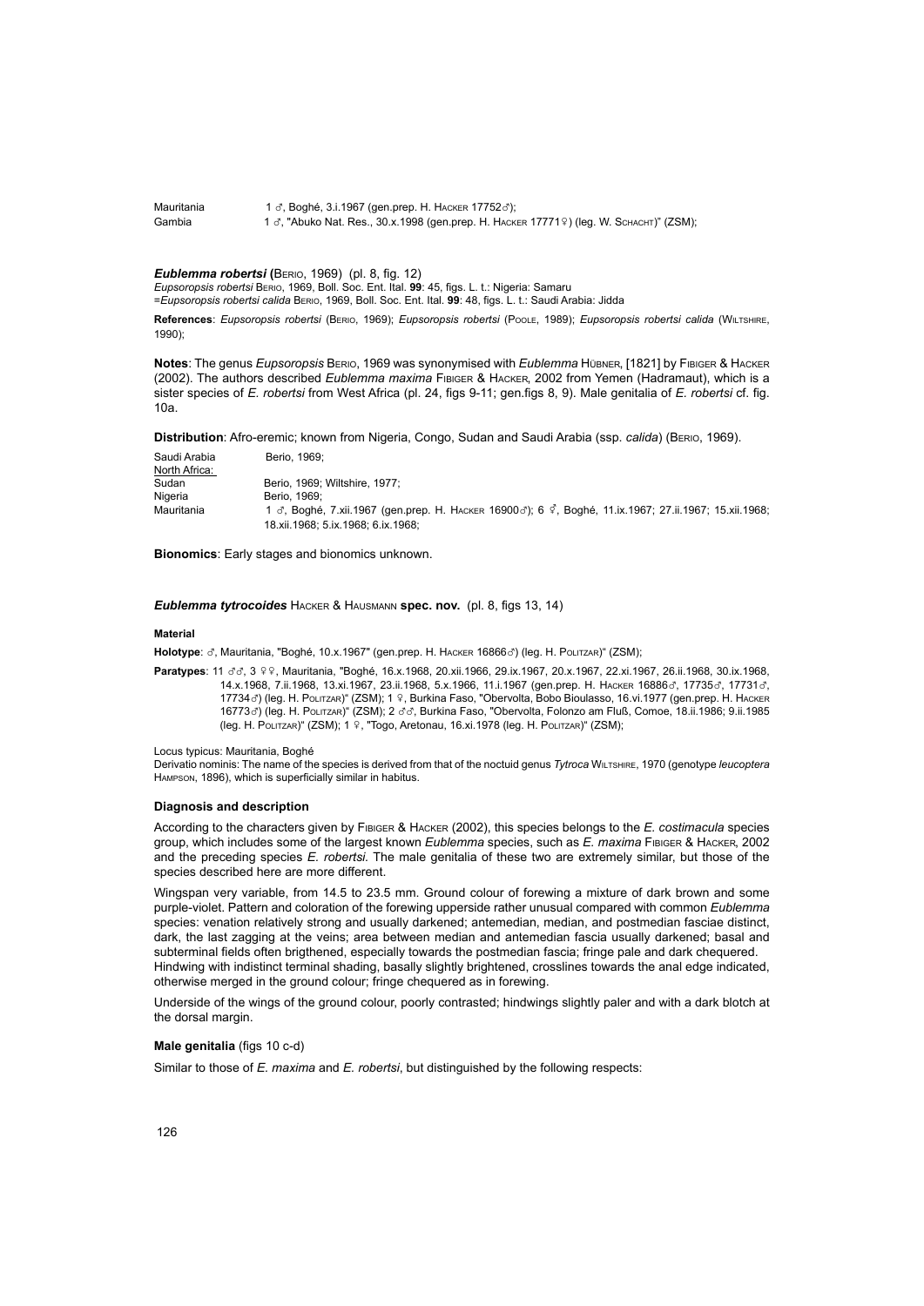| | |
|---|---|
| Mauritania | 1 ♂, Boghé, 3.i.1967 (gen.prep. H. Hacker 17752♂); |
| Gambia | 1 ♂, "Abuko Nat. Res., 30.x.1998 (gen.prep. H. Hacker 17771♀) (leg. W. Schacht)" (ZSM); |

### *Eublemma robertsi* (Berio, 1969) (pl. 8, fig. 12)

*Eupsoropsis robertsi* Berio, 1969, Boll. Soc. Ent. Ital. **99**: 45, figs. L. t.: Nigeria: Samaru
=*Eupsoropsis robertsi calida* Berio, 1969, Boll. Soc. Ent. Ital. **99**: 48, figs. L. t.: Saudi Arabia: Jidda

**References**: *Eupsoropsis robertsi* (Berio, 1969); *Eupsoropsis robertsi* (Poole, 1989); *Eupsoropsis robertsi calida* (Wiltshire, 1990);

**Notes**: The genus *Eupsoropsis* Berio, 1969 was synonymised with *Eublemma* Hübner, [1821] by Fibiger & Hacker (2002). The authors described *Eublemma maxima* Fibiger & Hacker, 2002 from Yemen (Hadramaut), which is a sister species of *E. robertsi* from West Africa (pl. 24, figs 9-11; gen.figs 8, 9). Male genitalia of *E. robertsi* cf. fig. 10a.

**Distribution**: Afro-eremic; known from Nigeria, Congo, Sudan and Saudi Arabia (ssp. *calida*) (Berio, 1969).

| | |
|---|---|
| Saudi Arabia | Berio, 1969; |
| North Africa: | |
| Sudan | Berio, 1969; Wiltshire, 1977; |
| Nigeria | Berio, 1969; |
| Mauritania | 1 ♂, Boghé, 7.xii.1967 (gen.prep. H. Hacker 16900♂); 6 ⚥, Boghé, 11.ix.1967; 27.ii.1967; 15.xii.1968; 18.xii.1968; 5.ix.1968; 6.ix.1968; |

**Bionomics**: Early stages and bionomics unknown.

### *Eublemma tytrocoides* Hacker & Hausmann **spec. nov.** (pl. 8, figs 13, 14)

#### Material

**Holotype**: ♂, Mauritania, "Boghé, 10.x.1967" (gen.prep. H. Hacker 16866♂) (leg. H. Politzar)" (ZSM);

**Paratypes**: 11 ♂♂, 3 ♀♀, Mauritania, "Boghé, 16.x.1968, 20.xii.1966, 29.ix.1967, 20.x.1967, 22.xi.1967, 26.ii.1968, 30.ix.1968, 14.x.1968, 7.ii.1968, 13.xi.1967, 23.ii.1968, 5.x.1966, 11.i.1967 (gen.prep. H. Hacker 16886♂, 17735♂, 17731♂, 17734♂) (leg. H. Politzar)" (ZSM); 1 ♀, Burkina Faso, "Obervolta, Bobo Bioulasso, 16.vi.1977 (gen.prep. H. Hacker 16773♂) (leg. H. Politzar)" (ZSM); 2 ♂♂, Burkina Faso, "Obervolta, Folonzo am Fluß, Comoe, 18.ii.1986; 9.ii.1985 (leg. H. Politzar)" (ZSM); 1 ♀, "Togo, Aretonau, 16.xi.1978 (leg. H. Politzar)" (ZSM);

Locus typicus: Mauritania, Boghé
Derivatio nominis: The name of the species is derived from that of the noctuid genus *Tytroca* Wiltshire, 1970 (genotype *leucoptera* Hampson, 1896), which is superficially similar in habitus.

#### Diagnosis and description

According to the characters given by Fibiger & Hacker (2002), this species belongs to the *E. costimacula* species group, which includes some of the largest known *Eublemma* species, such as *E. maxima* Fibiger & Hacker, 2002 and the preceding species *E. robertsi.* The male genitalia of these two are extremely similar, but those of the species described here are more different.

Wingspan very variable, from 14.5 to 23.5 mm. Ground colour of forewing a mixture of dark brown and some purple-violet. Pattern and coloration of the forewing upperside rather unusual compared with common *Eublemma* species: venation relatively strong and usually darkened; antemedian, median, and postmedian fasciae distinct, dark, the last zagging at the veins; area between median and antemedian fascia usually darkened; basal and subterminal fields often brigthened, especially towards the postmedian fascia; fringe pale and dark chequered. Hindwing with indistinct terminal shading, basally slightly brightened, crosslines towards the anal edge indicated, otherwise merged in the ground colour; fringe chequered as in forewing.

Underside of the wings of the ground colour, poorly contrasted; hindwings slightly paler and with a dark blotch at the dorsal margin.

#### Male genitalia (figs 10 c-d)

Similar to those of *E. maxima* and *E. robertsi*, but distinguished by the following respects: